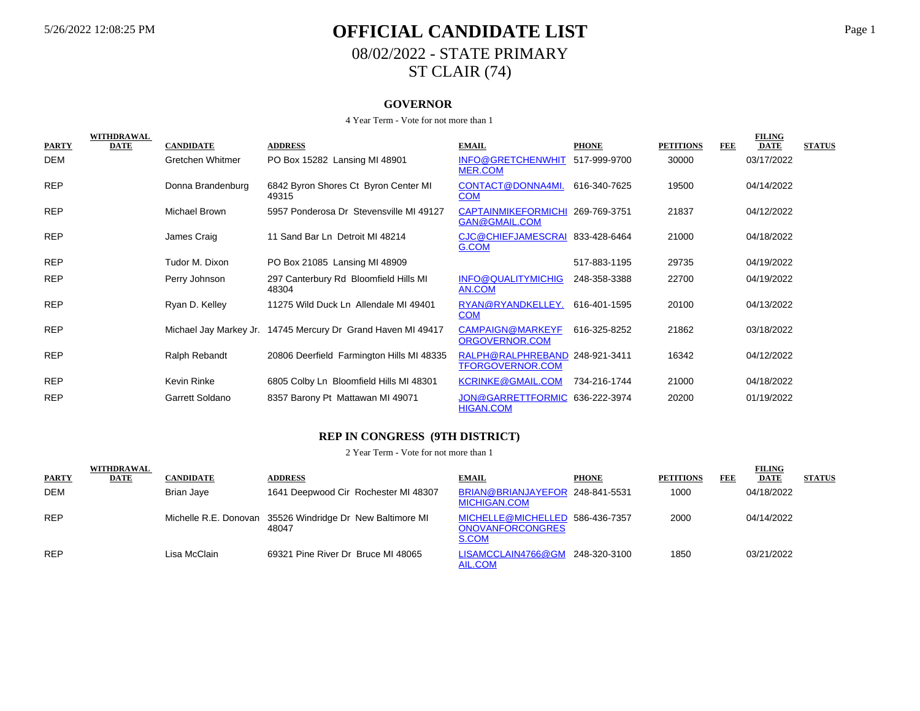# OFFICIAL CANDIDATE LIST

## 08/02/2022 - STATE PRIMARY

## ST CLAIR (74)

### GOVERNOR

4 Year Term - Vote for not more than 1

| PARTY | WITHDRAWAL DATE | CANDIDATE | ADDRESS | EMAIL | PHONE | PETITIONS | FEE | FILING DATE | STATUS |
|---|---|---|---|---|---|---|---|---|---|
| DEM | | Gretchen Whitmer | PO Box 15282 Lansing MI 48901 | INFO@GRETCHENWHITMER.COM | 517-999-9700 | 30000 | | 03/17/2022 | |
| REP | | Donna Brandenburg | 6842 Byron Shores Ct Byron Center MI 49315 | CONTACT@DONNA4MI.COM | 616-340-7625 | 19500 | | 04/14/2022 | |
| REP | | Michael Brown | 5957 Ponderosa Dr Stevensville MI 49127 | CAPTAINMIKEFORMICHIGAN@GMAIL.COM | 269-769-3751 | 21837 | | 04/12/2022 | |
| REP | | James Craig | 11 Sand Bar Ln Detroit MI 48214 | CJC@CHIEFJAMESCRAIG.COM | 833-428-6464 | 21000 | | 04/18/2022 | |
| REP | | Tudor M. Dixon | PO Box 21085 Lansing MI 48909 | | 517-883-1195 | 29735 | | 04/19/2022 | |
| REP | | Perry Johnson | 297 Canterbury Rd Bloomfield Hills MI 48304 | INFO@QUALITYMICHIGAN.COM | 248-358-3388 | 22700 | | 04/19/2022 | |
| REP | | Ryan D. Kelley | 11275 Wild Duck Ln Allendale MI 49401 | RYAN@RYANDKELLEY.COM | 616-401-1595 | 20100 | | 04/13/2022 | |
| REP | | Michael Jay Markey Jr. | 14745 Mercury Dr Grand Haven MI 49417 | CAMPAIGN@MARKEYFORGOVERNOR.COM | 616-325-8252 | 21862 | | 03/18/2022 | |
| REP | | Ralph Rebandt | 20806 Deerfield Farmington Hills MI 48335 | RALPH@RALPHREBANDTFORGOVERNOR.COM | 248-921-3411 | 16342 | | 04/12/2022 | |
| REP | | Kevin Rinke | 6805 Colby Ln Bloomfield Hills MI 48301 | KCRINKE@GMAIL.COM | 734-216-1744 | 21000 | | 04/18/2022 | |
| REP | | Garrett Soldano | 8357 Barony Pt Mattawan MI 49071 | JON@GARRETTFORMICHIGAN.COM | 636-222-3974 | 20200 | | 01/19/2022 | |

### REP IN CONGRESS (9TH DISTRICT)

2 Year Term - Vote for not more than 1

| PARTY | WITHDRAWAL DATE | CANDIDATE | ADDRESS | EMAIL | PHONE | PETITIONS | FEE | FILING DATE | STATUS |
|---|---|---|---|---|---|---|---|---|---|
| DEM | | Brian Jaye | 1641 Deepwood Cir Rochester MI 48307 | BRIAN@BRIANJAYEFORMICHIGAN.COM | 248-841-5531 | 1000 | | 04/18/2022 | |
| REP | | Michelle R.E. Donovan | 35526 Windridge Dr New Baltimore MI 48047 | MICHELLE@MICHELLEDONOVANFORCONGRESS.COM | 586-436-7357 | 2000 | | 04/14/2022 | |
| REP | | Lisa McClain | 69321 Pine River Dr Bruce MI 48065 | LISAMCCLAIN4766@GMAIL.COM | 248-320-3100 | 1850 | | 03/21/2022 | |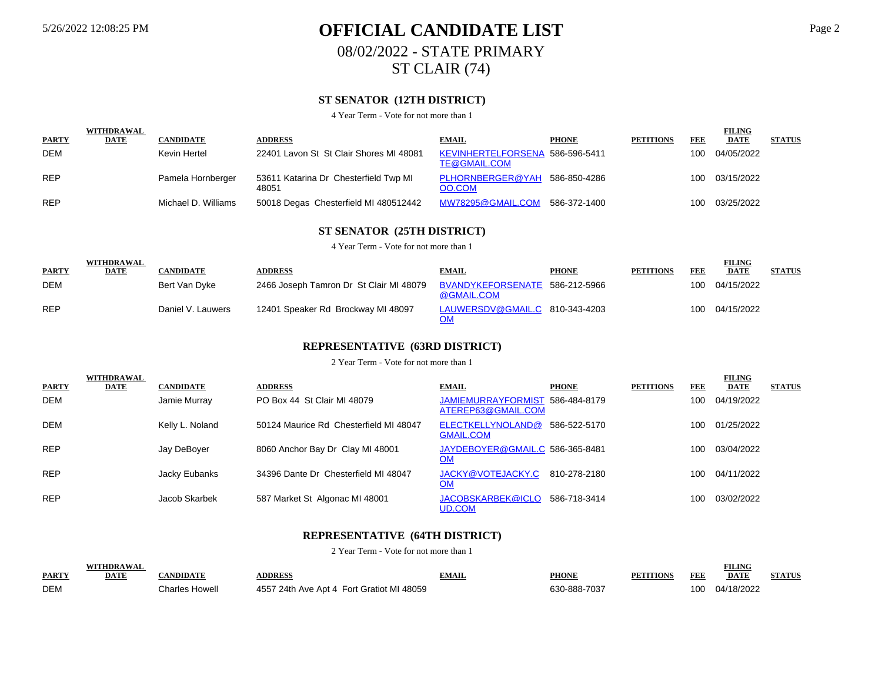# OFFICIAL CANDIDATE LIST

## 08/02/2022 - STATE PRIMARY

## ST CLAIR (74)

### ST SENATOR (12TH DISTRICT)

4 Year Term - Vote for not more than 1

| PARTY | WITHDRAWAL DATE | CANDIDATE | ADDRESS | EMAIL | PHONE | PETITIONS | FEE | FILING DATE | STATUS |
|---|---|---|---|---|---|---|---|---|---|
| DEM | | Kevin Hertel | 22401 Lavon St St Clair Shores MI 48081 | KEVINHERTELFORSENATE@GMAIL.COM | 586-596-5411 | | 100 | 04/05/2022 | |
| REP | | Pamela Hornberger | 53611 Katarina Dr Chesterfield Twp MI 48051 | PLHORNBERGER@YAHOO.COM | 586-850-4286 | | 100 | 03/15/2022 | |
| REP | | Michael D. Williams | 50018 Degas Chesterfield MI 480512442 | MW78295@GMAIL.COM | 586-372-1400 | | 100 | 03/25/2022 | |

### ST SENATOR (25TH DISTRICT)

4 Year Term - Vote for not more than 1

| PARTY | WITHDRAWAL DATE | CANDIDATE | ADDRESS | EMAIL | PHONE | PETITIONS | FEE | FILING DATE | STATUS |
|---|---|---|---|---|---|---|---|---|---|
| DEM | | Bert Van Dyke | 2466 Joseph Tamron Dr St Clair MI 48079 | BVANDYKEFORSENATE@GMAIL.COM | 586-212-5966 | | 100 | 04/15/2022 | |
| REP | | Daniel V. Lauwers | 12401 Speaker Rd Brockway MI 48097 | LAUWERSDV@GMAIL.COM | 810-343-4203 | | 100 | 04/15/2022 | |

### REPRESENTATIVE (63RD DISTRICT)

2 Year Term - Vote for not more than 1

| PARTY | WITHDRAWAL DATE | CANDIDATE | ADDRESS | EMAIL | PHONE | PETITIONS | FEE | FILING DATE | STATUS |
|---|---|---|---|---|---|---|---|---|---|
| DEM | | Jamie Murray | PO Box 44 St Clair MI 48079 | JAMIEMURRAYFORMISTATEREP63@GMAIL.COM | 586-484-8179 | | 100 | 04/19/2022 | |
| DEM | | Kelly L. Noland | 50124 Maurice Rd Chesterfield MI 48047 | ELECTKELLYNOLAND@GMAIL.COM | 586-522-5170 | | 100 | 01/25/2022 | |
| REP | | Jay DeBoyer | 8060 Anchor Bay Dr Clay MI 48001 | JAYDEBOYER@GMAIL.COM | 586-365-8481 | | 100 | 03/04/2022 | |
| REP | | Jacky Eubanks | 34396 Dante Dr Chesterfield MI 48047 | JACKY@VOTEJACKY.COM | 810-278-2180 | | 100 | 04/11/2022 | |
| REP | | Jacob Skarbek | 587 Market St Algonac MI 48001 | JACOBSKARBEK@ICLOUD.COM | 586-718-3414 | | 100 | 03/02/2022 | |

### REPRESENTATIVE (64TH DISTRICT)

2 Year Term - Vote for not more than 1

| PARTY | WITHDRAWAL DATE | CANDIDATE | ADDRESS | EMAIL | PHONE | PETITIONS | FEE | FILING DATE | STATUS |
|---|---|---|---|---|---|---|---|---|---|
| DEM | | Charles Howell | 4557 24th Ave Apt 4 Fort Gratiot MI 48059 | | 630-888-7037 | | 100 | 04/18/2022 | |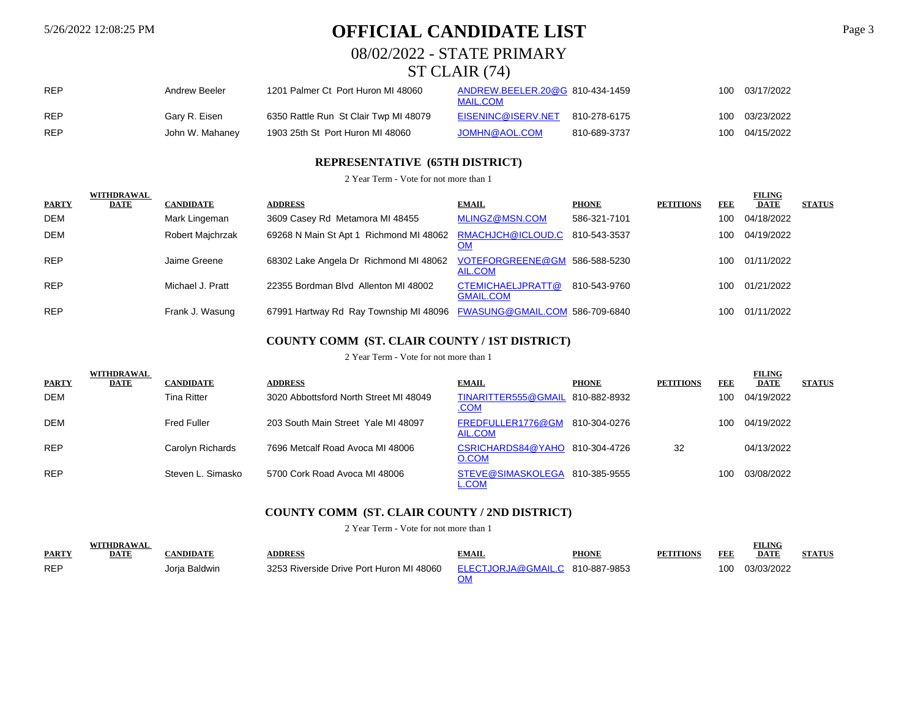# OFFICIAL CANDIDATE LIST

## 08/02/2022 - STATE PRIMARY

## ST CLAIR (74)

| PARTY | WITHDRAWAL DATE | CANDIDATE | ADDRESS | EMAIL | PHONE | PETITIONS | FEE | FILING DATE | STATUS |
|---|---|---|---|---|---|---|---|---|---|
| REP | | Andrew Beeler | 1201 Palmer Ct Port Huron MI 48060 | ANDREW.BEELER.20@GMAIL.COM | 810-434-1459 | | 100 | 03/17/2022 | |
| REP | | Gary R. Eisen | 6350 Rattle Run St Clair Twp MI 48079 | EISENINC@ISERV.NET | 810-278-6175 | | 100 | 03/23/2022 | |
| REP | | John W. Mahaney | 1903 25th St Port Huron MI 48060 | JOMHN@AOL.COM | 810-689-3737 | | 100 | 04/15/2022 | |

### REPRESENTATIVE (65TH DISTRICT)

2 Year Term - Vote for not more than 1

| PARTY | WITHDRAWAL DATE | CANDIDATE | ADDRESS | EMAIL | PHONE | PETITIONS | FEE | FILING DATE | STATUS |
|---|---|---|---|---|---|---|---|---|---|
| DEM | | Mark Lingeman | 3609 Casey Rd Metamora MI 48455 | MLINGZ@MSN.COM | 586-321-7101 | | 100 | 04/18/2022 | |
| DEM | | Robert Majchrzak | 69268 N Main St Apt 1 Richmond MI 48062 | RMACHJCH@ICLOUD.COM | 810-543-3537 | | 100 | 04/19/2022 | |
| REP | | Jaime Greene | 68302 Lake Angela Dr Richmond MI 48062 | VOTEFORGREENE@GMAIL.COM | 586-588-5230 | | 100 | 01/11/2022 | |
| REP | | Michael J. Pratt | 22355 Bordman Blvd Allenton MI 48002 | CTEMICHAELJPRATT@GMAIL.COM | 810-543-9760 | | 100 | 01/21/2022 | |
| REP | | Frank J. Wasung | 67991 Hartway Rd Ray Township MI 48096 | FWASUNG@GMAIL.COM | 586-709-6840 | | 100 | 01/11/2022 | |

### COUNTY COMM (ST. CLAIR COUNTY / 1ST DISTRICT)

2 Year Term - Vote for not more than 1

| PARTY | WITHDRAWAL DATE | CANDIDATE | ADDRESS | EMAIL | PHONE | PETITIONS | FEE | FILING DATE | STATUS |
|---|---|---|---|---|---|---|---|---|---|
| DEM | | Tina Ritter | 3020 Abbottsford North Street MI 48049 | TINARITTER555@GMAIL.COM | 810-882-8932 | | 100 | 04/19/2022 | |
| DEM | | Fred Fuller | 203 South Main Street Yale MI 48097 | FREDFULLER1776@GMAIL.COM | 810-304-0276 | | 100 | 04/19/2022 | |
| REP | | Carolyn Richards | 7696 Metcalf Road Avoca MI 48006 | CSRICHARDS84@YAHOO.COM | 810-304-4726 | 32 | | 04/13/2022 | |
| REP | | Steven L. Simasko | 5700 Cork Road Avoca MI 48006 | STEVE@SIMASKOLEGAL.COM | 810-385-9555 | | 100 | 03/08/2022 | |

### COUNTY COMM (ST. CLAIR COUNTY / 2ND DISTRICT)

2 Year Term - Vote for not more than 1

| PARTY | WITHDRAWAL DATE | CANDIDATE | ADDRESS | EMAIL | PHONE | PETITIONS | FEE | FILING DATE | STATUS |
|---|---|---|---|---|---|---|---|---|---|
| REP | | Jorja Baldwin | 3253 Riverside Drive Port Huron MI 48060 | ELECTJORJA@GMAIL.COM | 810-887-9853 | | 100 | 03/03/2022 | |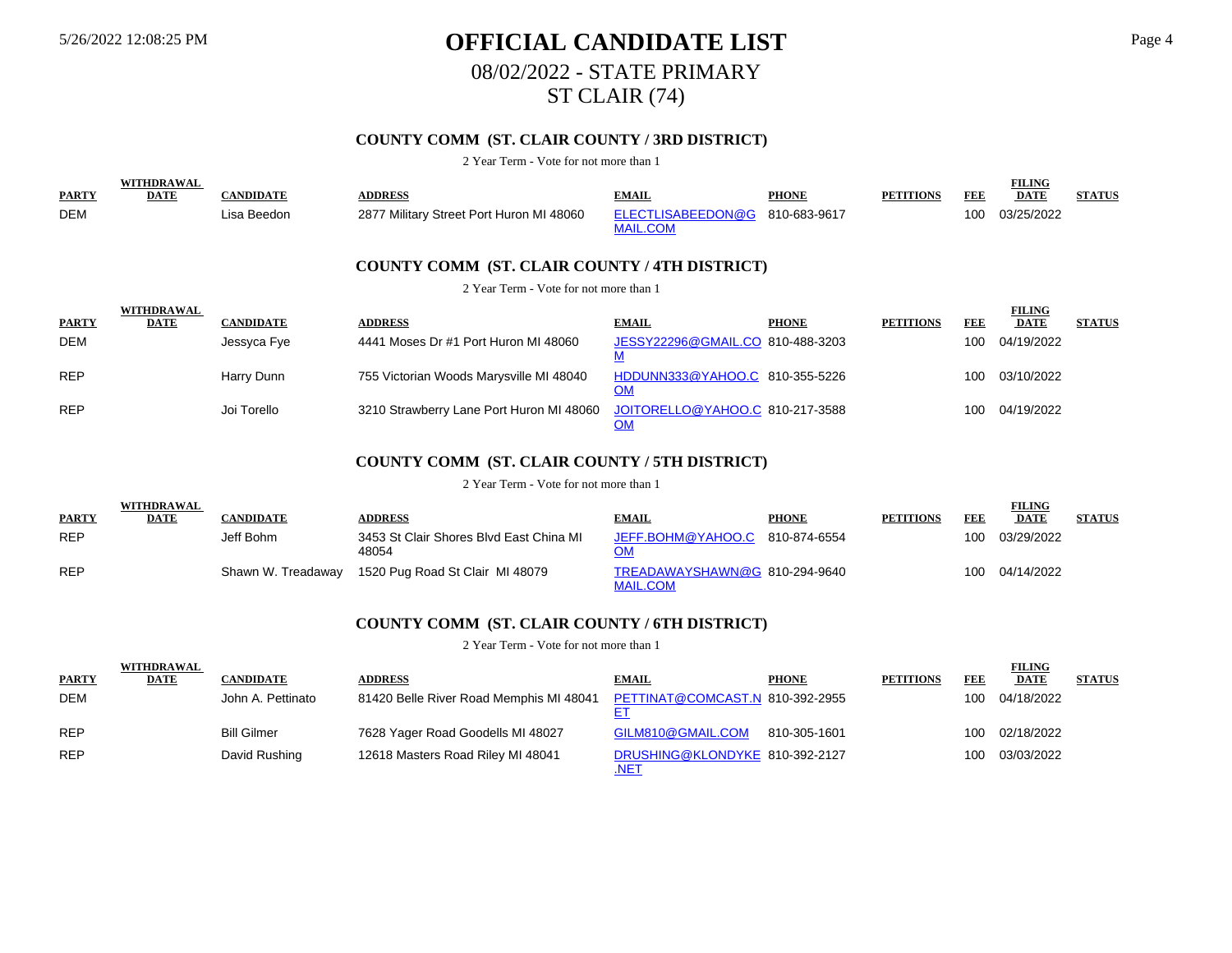# OFFICIAL CANDIDATE LIST

## 08/02/2022 - STATE PRIMARY

## ST CLAIR (74)

### COUNTY COMM (ST. CLAIR COUNTY / 3RD DISTRICT)

2 Year Term - Vote for not more than 1

| PARTY | WITHDRAWAL DATE | CANDIDATE | ADDRESS | EMAIL | PHONE | PETITIONS | FEE | FILING DATE | STATUS |
|---|---|---|---|---|---|---|---|---|---|
| DEM | | Lisa Beedon | 2877 Military Street Port Huron MI 48060 | ELECTLISABEEDON@GMAIL.COM | 810-683-9617 | | 100 | 03/25/2022 | |

### COUNTY COMM (ST. CLAIR COUNTY / 4TH DISTRICT)

2 Year Term - Vote for not more than 1

| PARTY | WITHDRAWAL DATE | CANDIDATE | ADDRESS | EMAIL | PHONE | PETITIONS | FEE | FILING DATE | STATUS |
|---|---|---|---|---|---|---|---|---|---|
| DEM | | Jessyca Fye | 4441 Moses Dr #1 Port Huron MI 48060 | JESSY22296@GMAIL.COM | 810-488-3203 | | 100 | 04/19/2022 | |
| REP | | Harry Dunn | 755 Victorian Woods Marysville MI 48040 | HDDUNN333@YAHOO.COM | 810-355-5226 | | 100 | 03/10/2022 | |
| REP | | Joi Torello | 3210 Strawberry Lane Port Huron MI 48060 | JOITORELLO@YAHOO.COM | 810-217-3588 | | 100 | 04/19/2022 | |

### COUNTY COMM (ST. CLAIR COUNTY / 5TH DISTRICT)

2 Year Term - Vote for not more than 1

| PARTY | WITHDRAWAL DATE | CANDIDATE | ADDRESS | EMAIL | PHONE | PETITIONS | FEE | FILING DATE | STATUS |
|---|---|---|---|---|---|---|---|---|---|
| REP | | Jeff Bohm | 3453 St Clair Shores Blvd East China MI 48054 | JEFF.BOHM@YAHOO.COM | 810-874-6554 | | 100 | 03/29/2022 | |
| REP | | Shawn W. Treadaway | 1520 Pug Road St Clair MI 48079 | TREADAWAYSHAWN@GMAIL.COM | 810-294-9640 | | 100 | 04/14/2022 | |

### COUNTY COMM (ST. CLAIR COUNTY / 6TH DISTRICT)

2 Year Term - Vote for not more than 1

| PARTY | WITHDRAWAL DATE | CANDIDATE | ADDRESS | EMAIL | PHONE | PETITIONS | FEE | FILING DATE | STATUS |
|---|---|---|---|---|---|---|---|---|---|
| DEM | | John A. Pettinato | 81420 Belle River Road Memphis MI 48041 | PETTINAT@COMCAST.NET | 810-392-2955 | | 100 | 04/18/2022 | |
| REP | | Bill Gilmer | 7628 Yager Road Goodells MI 48027 | GILM810@GMAIL.COM | 810-305-1601 | | 100 | 02/18/2022 | |
| REP | | David Rushing | 12618 Masters Road Riley MI 48041 | DRUSHING@KLONDYKE.NET | 810-392-2127 | | 100 | 03/03/2022 | |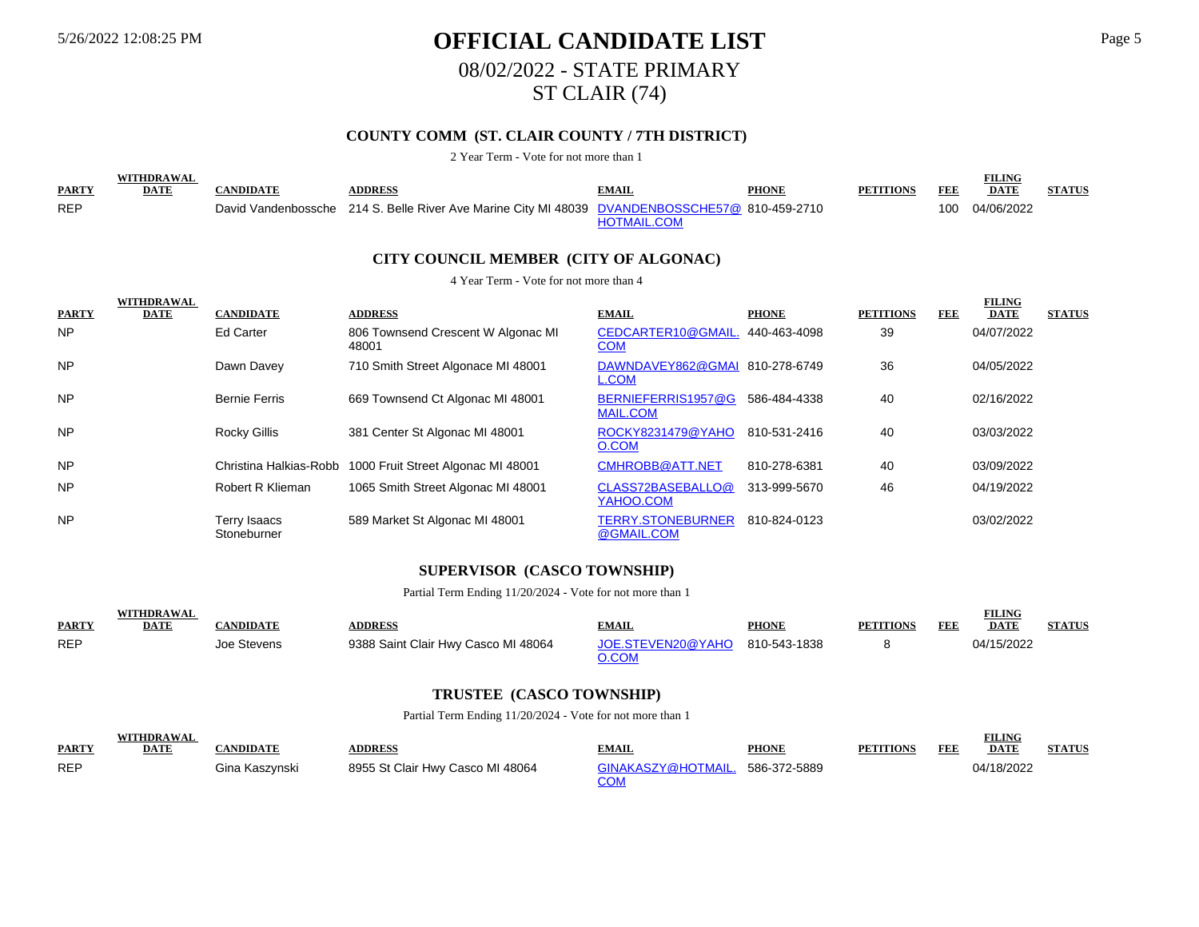# OFFICIAL CANDIDATE LIST

## 08/02/2022 - STATE PRIMARY

## ST CLAIR (74)

### COUNTY COMM (ST. CLAIR COUNTY / 7TH DISTRICT)

2 Year Term - Vote for not more than 1

| PARTY | WITHDRAWAL DATE | CANDIDATE | ADDRESS | EMAIL | PHONE | PETITIONS | FEE | FILING DATE | STATUS |
|---|---|---|---|---|---|---|---|---|---|
| REP | | David Vandenbossche | 214 S. Belle River Ave Marine City MI 48039 | DVANDENBOSSCHE57@HOTMAIL.COM | 810-459-2710 | | 100 | 04/06/2022 | |

### CITY COUNCIL MEMBER (CITY OF ALGONAC)

4 Year Term - Vote for not more than 4

| PARTY | WITHDRAWAL DATE | CANDIDATE | ADDRESS | EMAIL | PHONE | PETITIONS | FEE | FILING DATE | STATUS |
|---|---|---|---|---|---|---|---|---|---|
| NP | | Ed Carter | 806 Townsend Crescent W Algonac MI 48001 | CEDCARTER10@GMAIL.COM | 440-463-4098 | 39 | | 04/07/2022 | |
| NP | | Dawn Davey | 710 Smith Street Algonac MI 48001 | DAWNDAVEY862@GMAIL.COM | 810-278-6749 | 36 | | 04/05/2022 | |
| NP | | Bernie Ferris | 669 Townsend Ct Algonac MI 48001 | BERNIEFERRIS1957@GMAIL.COM | 586-484-4338 | 40 | | 02/16/2022 | |
| NP | | Rocky Gillis | 381 Center St Algonac MI 48001 | ROCKY8231479@YAHOO.COM | 810-531-2416 | 40 | | 03/03/2022 | |
| NP | | Christina Halkias-Robb | 1000 Fruit Street Algonac MI 48001 | CMHROBB@ATT.NET | 810-278-6381 | 40 | | 03/09/2022 | |
| NP | | Robert R Klieman | 1065 Smith Street Algonac MI 48001 | CLASS72BASEBALLO@YAHOO.COM | 313-999-5670 | 46 | | 04/19/2022 | |
| NP | | Terry Isaacs Stoneburner | 589 Market St Algonac MI 48001 | TERRY.STONEBURNER@GMAIL.COM | 810-824-0123 | | | 03/02/2022 | |

### SUPERVISOR (CASCO TOWNSHIP)

Partial Term Ending 11/20/2024 - Vote for not more than 1

| PARTY | WITHDRAWAL DATE | CANDIDATE | ADDRESS | EMAIL | PHONE | PETITIONS | FEE | FILING DATE | STATUS |
|---|---|---|---|---|---|---|---|---|---|
| REP | | Joe Stevens | 9388 Saint Clair Hwy Casco MI 48064 | JOE.STEVEN20@YAHOO.COM | 810-543-1838 | 8 | | 04/15/2022 | |

### TRUSTEE (CASCO TOWNSHIP)

Partial Term Ending 11/20/2024 - Vote for not more than 1

| PARTY | WITHDRAWAL DATE | CANDIDATE | ADDRESS | EMAIL | PHONE | PETITIONS | FEE | FILING DATE | STATUS |
|---|---|---|---|---|---|---|---|---|---|
| REP | | Gina Kaszynski | 8955 St Clair Hwy Casco MI 48064 | GINAKASZY@HOTMAIL.COM | 586-372-5889 | | | 04/18/2022 | |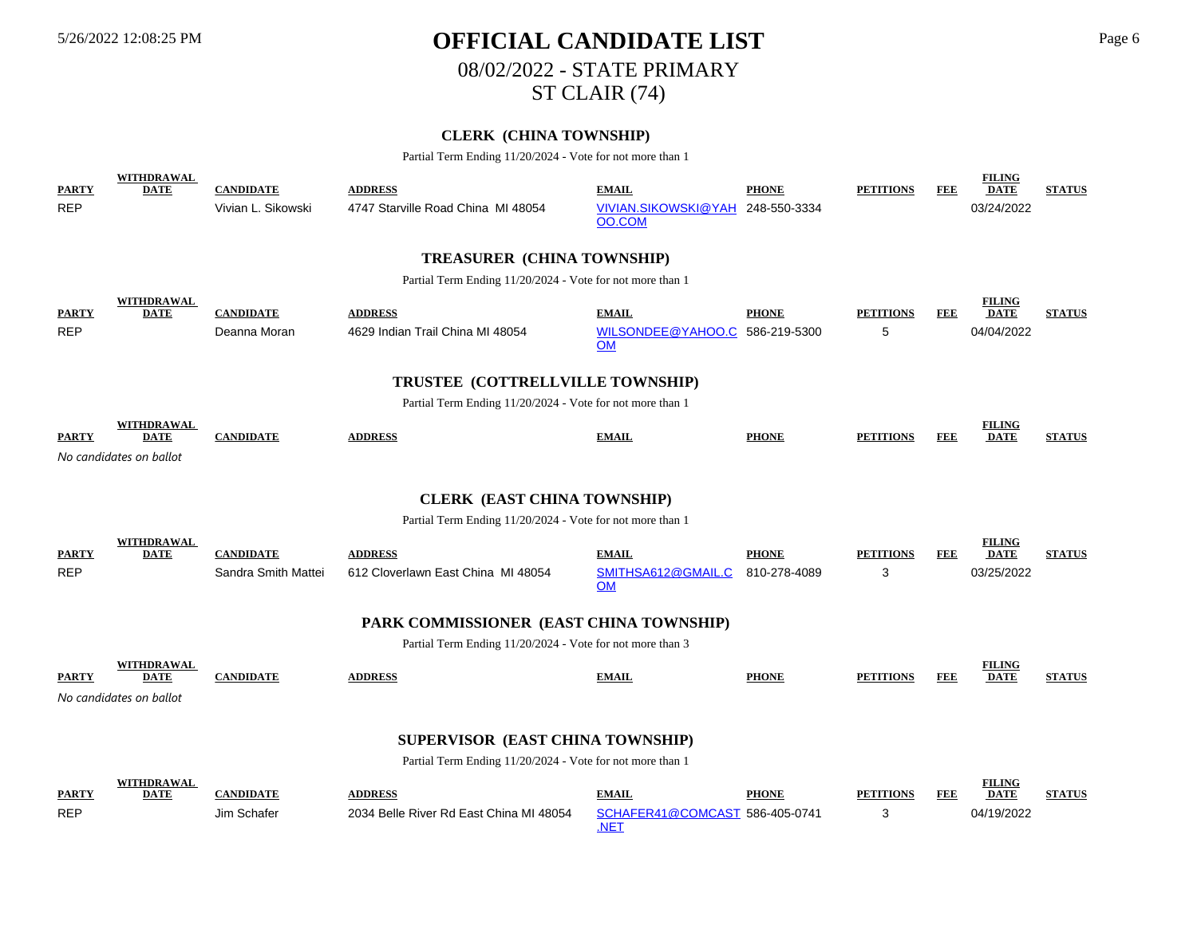# OFFICIAL CANDIDATE LIST

## 08/02/2022 - STATE PRIMARY

## ST CLAIR (74)

### CLERK (CHINA TOWNSHIP)

Partial Term Ending 11/20/2024 - Vote for not more than 1

| PARTY | WITHDRAWAL DATE | CANDIDATE | ADDRESS | EMAIL | PHONE | PETITIONS | FEE | FILING DATE | STATUS |
|---|---|---|---|---|---|---|---|---|---|
| REP | | Vivian L. Sikowski | 4747 Starville Road China MI 48054 | VIVIAN.SIKOWSKI@YAHOO.COM | 248-550-3334 | | | 03/24/2022 | |

### TREASURER (CHINA TOWNSHIP)

Partial Term Ending 11/20/2024 - Vote for not more than 1

| PARTY | WITHDRAWAL DATE | CANDIDATE | ADDRESS | EMAIL | PHONE | PETITIONS | FEE | FILING DATE | STATUS |
|---|---|---|---|---|---|---|---|---|---|
| REP | | Deanna Moran | 4629 Indian Trail China MI 48054 | WILSONDEE@YAHOO.COM | 586-219-5300 | 5 | | 04/04/2022 | |

### TRUSTEE (COTTRELLVILLE TOWNSHIP)

Partial Term Ending 11/20/2024 - Vote for not more than 1

| PARTY | WITHDRAWAL DATE | CANDIDATE | ADDRESS | EMAIL | PHONE | PETITIONS | FEE | FILING DATE | STATUS |
|---|---|---|---|---|---|---|---|---|---|

*No candidates on ballot*

### CLERK (EAST CHINA TOWNSHIP)

Partial Term Ending 11/20/2024 - Vote for not more than 1

| PARTY | WITHDRAWAL DATE | CANDIDATE | ADDRESS | EMAIL | PHONE | PETITIONS | FEE | FILING DATE | STATUS |
|---|---|---|---|---|---|---|---|---|---|
| REP | | Sandra Smith Mattei | 612 Cloverlawn East China MI 48054 | SMITHSA612@GMAIL.COM | 810-278-4089 | 3 | | 03/25/2022 | |

### PARK COMMISSIONER (EAST CHINA TOWNSHIP)

Partial Term Ending 11/20/2024 - Vote for not more than 3

| PARTY | WITHDRAWAL DATE | CANDIDATE | ADDRESS | EMAIL | PHONE | PETITIONS | FEE | FILING DATE | STATUS |
|---|---|---|---|---|---|---|---|---|---|

*No candidates on ballot*

### SUPERVISOR (EAST CHINA TOWNSHIP)

Partial Term Ending 11/20/2024 - Vote for not more than 1

| PARTY | WITHDRAWAL DATE | CANDIDATE | ADDRESS | EMAIL | PHONE | PETITIONS | FEE | FILING DATE | STATUS |
|---|---|---|---|---|---|---|---|---|---|
| REP | | Jim Schafer | 2034 Belle River Rd East China MI 48054 | SCHAFER41@COMCAST.NET | 586-405-0741 | 3 | | 04/19/2022 | |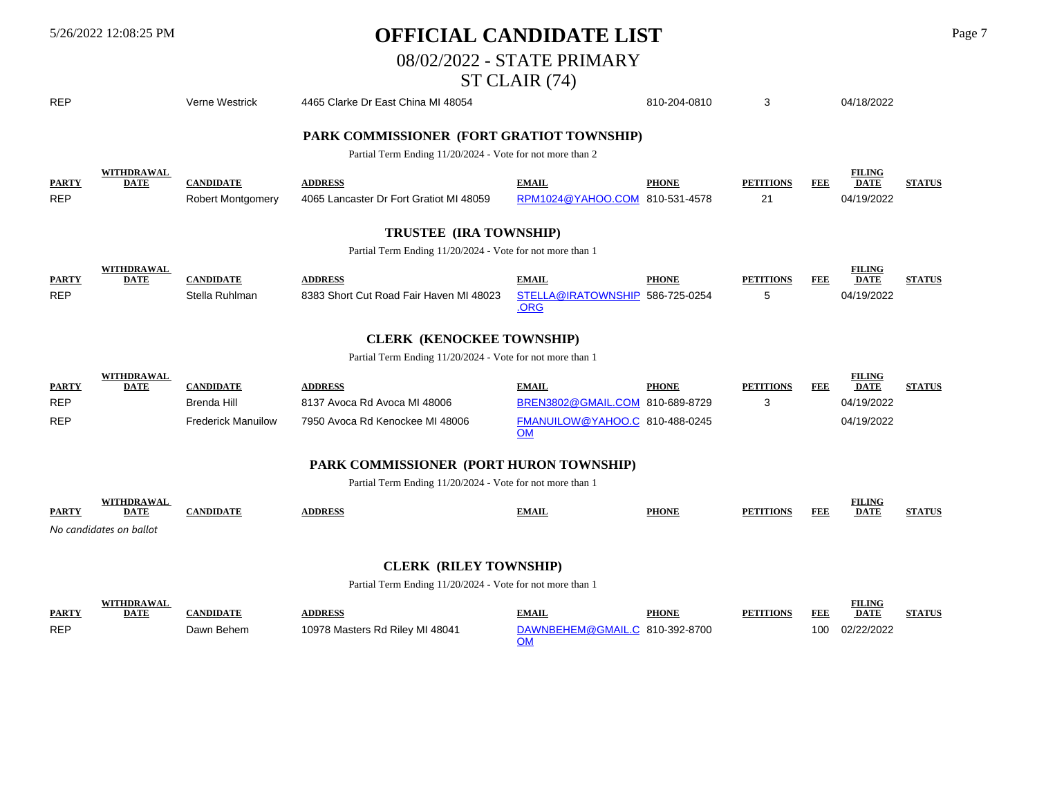# OFFICIAL CANDIDATE LIST

## 08/02/2022 - STATE PRIMARY

## ST CLAIR (74)

| PARTY | WITHDRAWAL DATE | CANDIDATE | ADDRESS | EMAIL | PHONE | PETITIONS | FEE | FILING DATE | STATUS |
|---|---|---|---|---|---|---|---|---|---|
| REP | | Verne Westrick | 4465 Clarke Dr East China MI 48054 | | 810-204-0810 | 3 | | 04/18/2022 | |

### PARK COMMISSIONER (FORT GRATIOT TOWNSHIP)

Partial Term Ending 11/20/2024 - Vote for not more than 2

| PARTY | WITHDRAWAL DATE | CANDIDATE | ADDRESS | EMAIL | PHONE | PETITIONS | FEE | FILING DATE | STATUS |
|---|---|---|---|---|---|---|---|---|---|
| REP | | Robert Montgomery | 4065 Lancaster Dr Fort Gratiot MI 48059 | RPM1024@YAHOO.COM | 810-531-4578 | 21 | | 04/19/2022 | |

### TRUSTEE (IRA TOWNSHIP)

Partial Term Ending 11/20/2024 - Vote for not more than 1

| PARTY | WITHDRAWAL DATE | CANDIDATE | ADDRESS | EMAIL | PHONE | PETITIONS | FEE | FILING DATE | STATUS |
|---|---|---|---|---|---|---|---|---|---|
| REP | | Stella Ruhlman | 8383 Short Cut Road Fair Haven MI 48023 | STELLA@IRATOWNSHIP.ORG | 586-725-0254 | 5 | | 04/19/2022 | |

### CLERK (KENOCKEE TOWNSHIP)

Partial Term Ending 11/20/2024 - Vote for not more than 1

| PARTY | WITHDRAWAL DATE | CANDIDATE | ADDRESS | EMAIL | PHONE | PETITIONS | FEE | FILING DATE | STATUS |
|---|---|---|---|---|---|---|---|---|---|
| REP | | Brenda Hill | 8137 Avoca Rd Avoca MI 48006 | BREN3802@GMAIL.COM | 810-689-8729 | 3 | | 04/19/2022 | |
| REP | | Frederick Manuilow | 7950 Avoca Rd Kenockee MI 48006 | FMANUILOW@YAHOO.COM | 810-488-0245 | | | 04/19/2022 | |

### PARK COMMISSIONER (PORT HURON TOWNSHIP)

Partial Term Ending 11/20/2024 - Vote for not more than 1

| PARTY | WITHDRAWAL DATE | CANDIDATE | ADDRESS | EMAIL | PHONE | PETITIONS | FEE | FILING DATE | STATUS |
|---|---|---|---|---|---|---|---|---|---|

*No candidates on ballot*

### CLERK (RILEY TOWNSHIP)

Partial Term Ending 11/20/2024 - Vote for not more than 1

| PARTY | WITHDRAWAL DATE | CANDIDATE | ADDRESS | EMAIL | PHONE | PETITIONS | FEE | FILING DATE | STATUS |
|---|---|---|---|---|---|---|---|---|---|
| REP | | Dawn Behem | 10978 Masters Rd Riley MI 48041 | DAWNBEHEM@GMAIL.COM | 810-392-8700 | | 100 | 02/22/2022 | |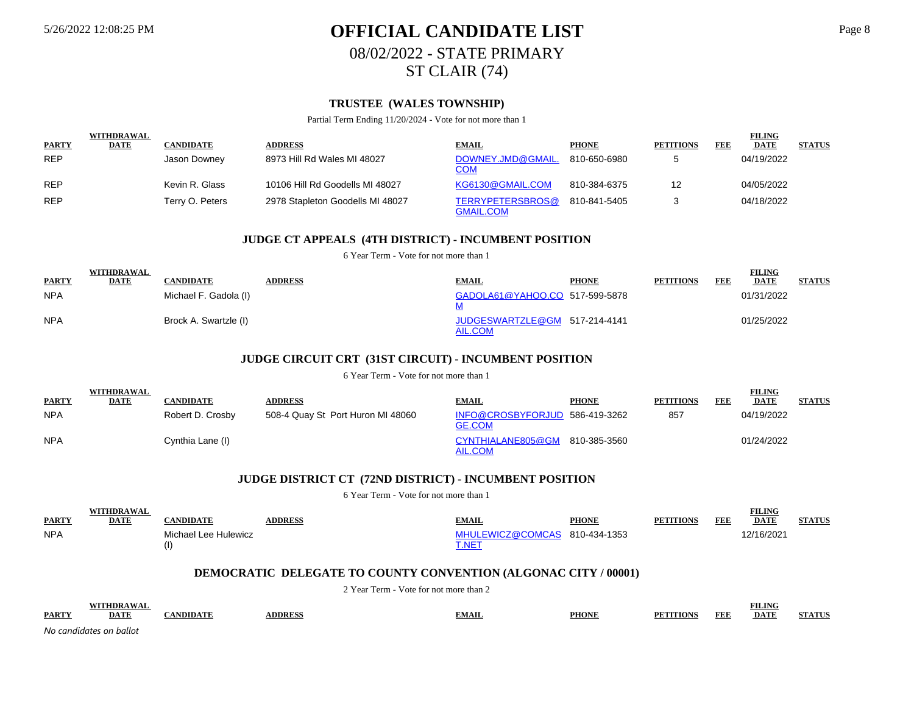# OFFICIAL CANDIDATE LIST

## 08/02/2022 - STATE PRIMARY

## ST CLAIR (74)

### TRUSTEE (WALES TOWNSHIP)

Partial Term Ending 11/20/2024 - Vote for not more than 1

| PARTY | WITHDRAWAL DATE | CANDIDATE | ADDRESS | EMAIL | PHONE | PETITIONS | FEE | FILING DATE | STATUS |
|---|---|---|---|---|---|---|---|---|---|
| REP | | Jason Downey | 8973 Hill Rd Wales MI 48027 | DOWNEY.JMD@GMAIL.COM | 810-650-6980 | 5 | | 04/19/2022 | |
| REP | | Kevin R. Glass | 10106 Hill Rd Goodells MI 48027 | KG6130@GMAIL.COM | 810-384-6375 | 12 | | 04/05/2022 | |
| REP | | Terry O. Peters | 2978 Stapleton Goodells MI 48027 | TERRYPETERSBROS@GMAIL.COM | 810-841-5405 | 3 | | 04/18/2022 | |

### JUDGE CT APPEALS (4TH DISTRICT) - INCUMBENT POSITION

6 Year Term - Vote for not more than 1

| PARTY | WITHDRAWAL DATE | CANDIDATE | ADDRESS | EMAIL | PHONE | PETITIONS | FEE | FILING DATE | STATUS |
|---|---|---|---|---|---|---|---|---|---|
| NPA | | Michael F. Gadola (I) | | GADOLA61@YAHOO.COM | 517-599-5878 | | | 01/31/2022 | |
| NPA | | Brock A. Swartzle (I) | | JUDGESWARTZLE@GMAIL.COM | 517-214-4141 | | | 01/25/2022 | |

### JUDGE CIRCUIT CRT (31ST CIRCUIT) - INCUMBENT POSITION

6 Year Term - Vote for not more than 1

| PARTY | WITHDRAWAL DATE | CANDIDATE | ADDRESS | EMAIL | PHONE | PETITIONS | FEE | FILING DATE | STATUS |
|---|---|---|---|---|---|---|---|---|---|
| NPA | | Robert D. Crosby | 508-4 Quay St Port Huron MI 48060 | INFO@CROSBYFORJUDGE.COM | 586-419-3262 | 857 | | 04/19/2022 | |
| NPA | | Cynthia Lane (I) | | CYNTHIALANE805@GMAIL.COM | 810-385-3560 | | | 01/24/2022 | |

### JUDGE DISTRICT CT (72ND DISTRICT) - INCUMBENT POSITION

6 Year Term - Vote for not more than 1

| PARTY | WITHDRAWAL DATE | CANDIDATE | ADDRESS | EMAIL | PHONE | PETITIONS | FEE | FILING DATE | STATUS |
|---|---|---|---|---|---|---|---|---|---|
| NPA | | Michael Lee Hulewicz (I) | | MHULEWICZ@COMCAST.NET | 810-434-1353 | | | 12/16/2021 | |

### DEMOCRATIC DELEGATE TO COUNTY CONVENTION (ALGONAC CITY / 00001)

2 Year Term - Vote for not more than 2

| PARTY | WITHDRAWAL DATE | CANDIDATE | ADDRESS | EMAIL | PHONE | PETITIONS | FEE | FILING DATE | STATUS |
|---|---|---|---|---|---|---|---|---|---|

*No candidates on ballot*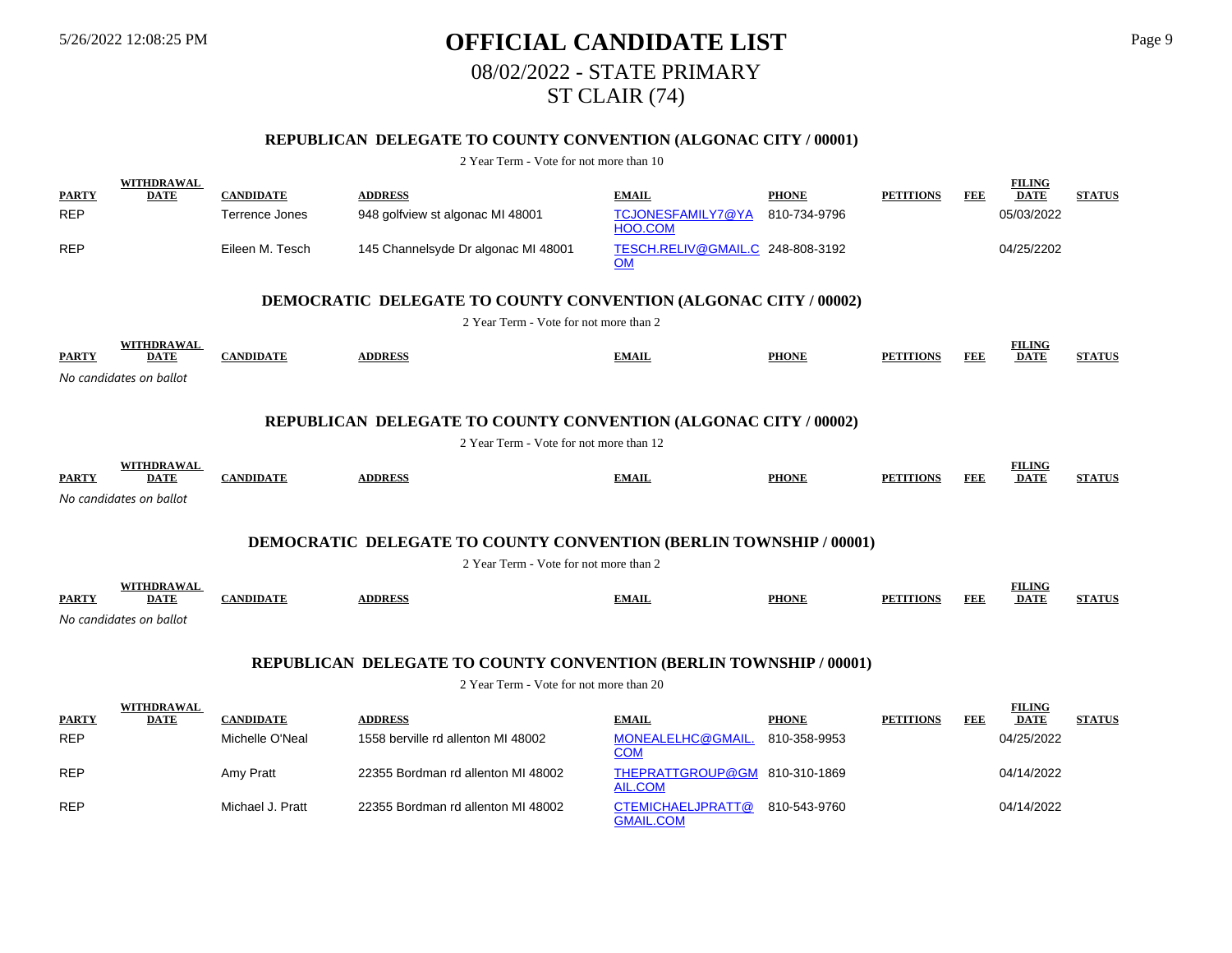# OFFICIAL CANDIDATE LIST

## 08/02/2022 - STATE PRIMARY

## ST CLAIR (74)

### REPUBLICAN DELEGATE TO COUNTY CONVENTION (ALGONAC CITY / 00001)

2 Year Term - Vote for not more than 10

| PARTY | WITHDRAWAL DATE | CANDIDATE | ADDRESS | EMAIL | PHONE | PETITIONS | FEE | FILING DATE | STATUS |
|---|---|---|---|---|---|---|---|---|---|
| REP | | Terrence Jones | 948 golfview st algonac MI 48001 | TCJONESFAMILY7@YAHOO.COM | 810-734-9796 | | | 05/03/2022 | |
| REP | | Eileen M. Tesch | 145 Channelsyde Dr algonac MI 48001 | TESCH.RELIV@GMAIL.COM | 248-808-3192 | | | 04/25/2202 | |

### DEMOCRATIC DELEGATE TO COUNTY CONVENTION (ALGONAC CITY / 00002)

2 Year Term - Vote for not more than 2

| PARTY | WITHDRAWAL DATE | CANDIDATE | ADDRESS | EMAIL | PHONE | PETITIONS | FEE | FILING DATE | STATUS |
|---|---|---|---|---|---|---|---|---|---|

*No candidates on ballot*

### REPUBLICAN DELEGATE TO COUNTY CONVENTION (ALGONAC CITY / 00002)

2 Year Term - Vote for not more than 12

| PARTY | WITHDRAWAL DATE | CANDIDATE | ADDRESS | EMAIL | PHONE | PETITIONS | FEE | FILING DATE | STATUS |
|---|---|---|---|---|---|---|---|---|---|

*No candidates on ballot*

### DEMOCRATIC DELEGATE TO COUNTY CONVENTION (BERLIN TOWNSHIP / 00001)

2 Year Term - Vote for not more than 2

| PARTY | WITHDRAWAL DATE | CANDIDATE | ADDRESS | EMAIL | PHONE | PETITIONS | FEE | FILING DATE | STATUS |
|---|---|---|---|---|---|---|---|---|---|

*No candidates on ballot*

### REPUBLICAN DELEGATE TO COUNTY CONVENTION (BERLIN TOWNSHIP / 00001)

2 Year Term - Vote for not more than 20

| PARTY | WITHDRAWAL DATE | CANDIDATE | ADDRESS | EMAIL | PHONE | PETITIONS | FEE | FILING DATE | STATUS |
|---|---|---|---|---|---|---|---|---|---|
| REP | | Michelle O'Neal | 1558 berville rd allenton MI 48002 | MONEALELHC@GMAIL.COM | 810-358-9953 | | | 04/25/2022 | |
| REP | | Amy Pratt | 22355 Bordman rd allenton MI 48002 | THEPRATTGROUP@GMAIL.COM | 810-310-1869 | | | 04/14/2022 | |
| REP | | Michael J. Pratt | 22355 Bordman rd allenton MI 48002 | CTEMICHAELJPRATT@GMAIL.COM | 810-543-9760 | | | 04/14/2022 | |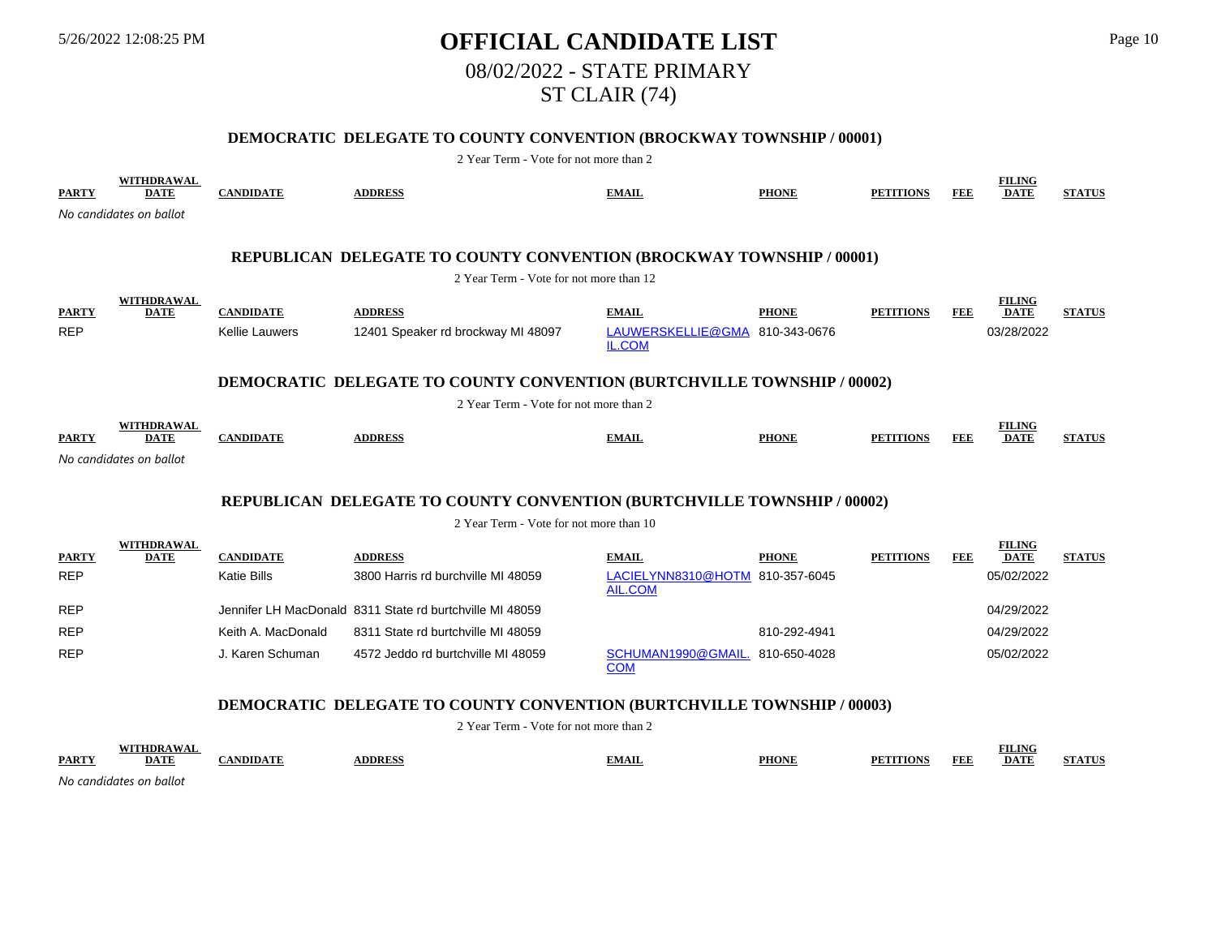# OFFICIAL CANDIDATE LIST

## 08/02/2022 - STATE PRIMARY

## ST CLAIR (74)

### DEMOCRATIC DELEGATE TO COUNTY CONVENTION (BROCKWAY TOWNSHIP / 00001)

2 Year Term - Vote for not more than 2

| PARTY | WITHDRAWAL DATE | CANDIDATE | ADDRESS | EMAIL | PHONE | PETITIONS | FEE | FILING DATE | STATUS |
|---|---|---|---|---|---|---|---|---|---|

*No candidates on ballot*

### REPUBLICAN DELEGATE TO COUNTY CONVENTION (BROCKWAY TOWNSHIP / 00001)

2 Year Term - Vote for not more than 12

| PARTY | WITHDRAWAL DATE | CANDIDATE | ADDRESS | EMAIL | PHONE | PETITIONS | FEE | FILING DATE | STATUS |
|---|---|---|---|---|---|---|---|---|---|
| REP | | Kellie Lauwers | 12401 Speaker rd brockway MI 48097 | LAUWERSKELLIE@GMAIL.COM | 810-343-0676 | | | 03/28/2022 | |

### DEMOCRATIC DELEGATE TO COUNTY CONVENTION (BURTCHVILLE TOWNSHIP / 00002)

2 Year Term - Vote for not more than 2

| PARTY | WITHDRAWAL DATE | CANDIDATE | ADDRESS | EMAIL | PHONE | PETITIONS | FEE | FILING DATE | STATUS |
|---|---|---|---|---|---|---|---|---|---|

*No candidates on ballot*

### REPUBLICAN DELEGATE TO COUNTY CONVENTION (BURTCHVILLE TOWNSHIP / 00002)

2 Year Term - Vote for not more than 10

| PARTY | WITHDRAWAL DATE | CANDIDATE | ADDRESS | EMAIL | PHONE | PETITIONS | FEE | FILING DATE | STATUS |
|---|---|---|---|---|---|---|---|---|---|
| REP | | Katie Bills | 3800 Harris rd burchville MI 48059 | LACIELYNN8310@HOTMAIL.COM | 810-357-6045 | | | 05/02/2022 | |
| REP | | Jennifer LH MacDonald | 8311 State rd burtchville MI 48059 | | | | | 04/29/2022 | |
| REP | | Keith A. MacDonald | 8311 State rd burtchville MI 48059 | | 810-292-4941 | | | 04/29/2022 | |
| REP | | J. Karen Schuman | 4572 Jeddo rd burtchville MI 48059 | SCHUMAN1990@GMAIL.COM | 810-650-4028 | | | 05/02/2022 | |

### DEMOCRATIC DELEGATE TO COUNTY CONVENTION (BURTCHVILLE TOWNSHIP / 00003)

2 Year Term - Vote for not more than 2

| PARTY | WITHDRAWAL DATE | CANDIDATE | ADDRESS | EMAIL | PHONE | PETITIONS | FEE | FILING DATE | STATUS |
|---|---|---|---|---|---|---|---|---|---|

*No candidates on ballot*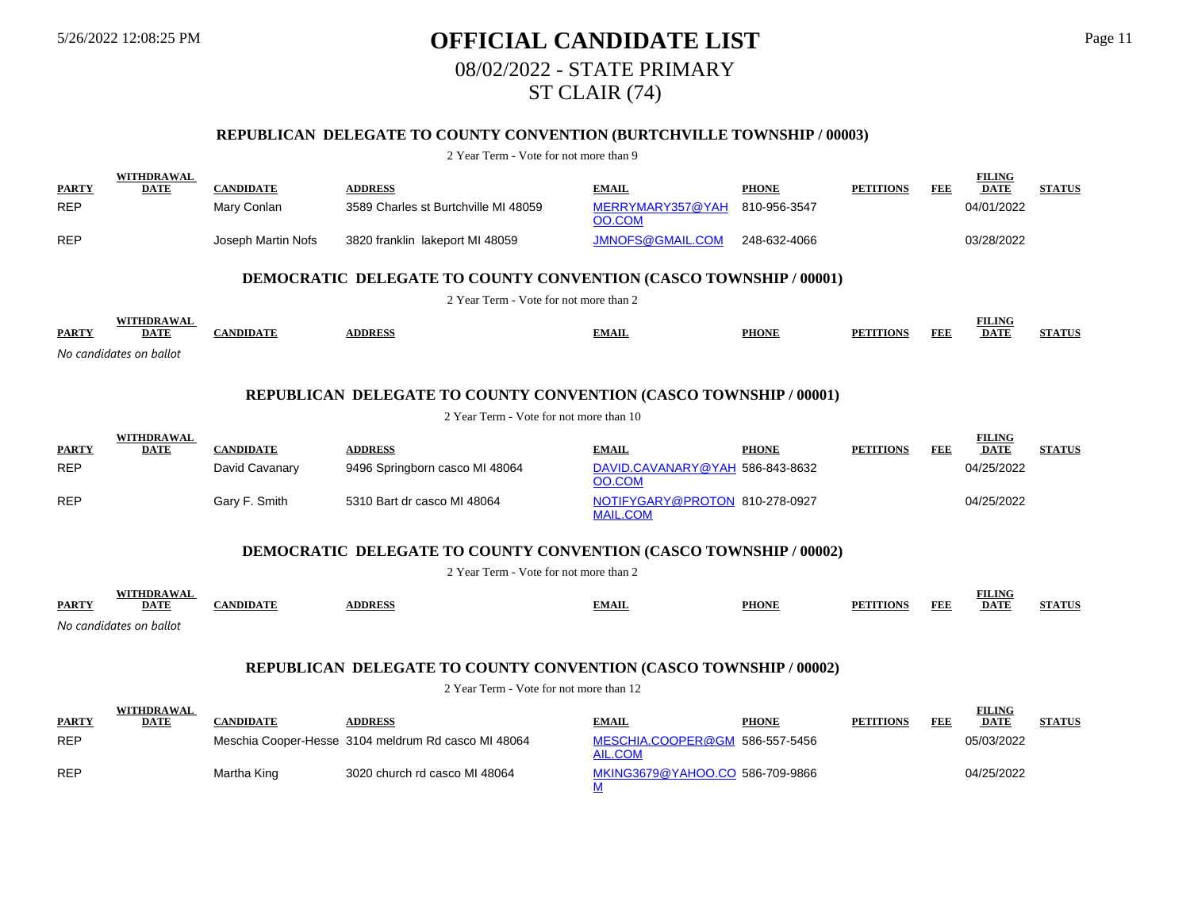# OFFICIAL CANDIDATE LIST

## 08/02/2022 - STATE PRIMARY

## ST CLAIR (74)

### REPUBLICAN DELEGATE TO COUNTY CONVENTION (BURTCHVILLE TOWNSHIP / 00003)

2 Year Term - Vote for not more than 9

| PARTY | WITHDRAWAL DATE | CANDIDATE | ADDRESS | EMAIL | PHONE | PETITIONS | FEE | FILING DATE | STATUS |
|---|---|---|---|---|---|---|---|---|---|
| REP | | Mary Conlan | 3589 Charles st Burtchville MI 48059 | MERRYMARY357@YAHOO.COM | 810-956-3547 | | | 04/01/2022 | |
| REP | | Joseph Martin Nofs | 3820 franklin lakeport MI 48059 | JMNOFS@GMAIL.COM | 248-632-4066 | | | 03/28/2022 | |

### DEMOCRATIC DELEGATE TO COUNTY CONVENTION (CASCO TOWNSHIP / 00001)

2 Year Term - Vote for not more than 2

| PARTY | WITHDRAWAL DATE | CANDIDATE | ADDRESS | EMAIL | PHONE | PETITIONS | FEE | FILING DATE | STATUS |
|---|---|---|---|---|---|---|---|---|---|

*No candidates on ballot*

### REPUBLICAN DELEGATE TO COUNTY CONVENTION (CASCO TOWNSHIP / 00001)

2 Year Term - Vote for not more than 10

| PARTY | WITHDRAWAL DATE | CANDIDATE | ADDRESS | EMAIL | PHONE | PETITIONS | FEE | FILING DATE | STATUS |
|---|---|---|---|---|---|---|---|---|---|
| REP | | David Cavanary | 9496 Springborn casco MI 48064 | DAVID.CAVANARY@YAHOO.COM | 586-843-8632 | | | 04/25/2022 | |
| REP | | Gary F. Smith | 5310 Bart dr casco MI 48064 | NOTIFYGARY@PROTONMAIL.COM | 810-278-0927 | | | 04/25/2022 | |

### DEMOCRATIC DELEGATE TO COUNTY CONVENTION (CASCO TOWNSHIP / 00002)

2 Year Term - Vote for not more than 2

| PARTY | WITHDRAWAL DATE | CANDIDATE | ADDRESS | EMAIL | PHONE | PETITIONS | FEE | FILING DATE | STATUS |
|---|---|---|---|---|---|---|---|---|---|

*No candidates on ballot*

### REPUBLICAN DELEGATE TO COUNTY CONVENTION (CASCO TOWNSHIP / 00002)

2 Year Term - Vote for not more than 12

| PARTY | WITHDRAWAL DATE | CANDIDATE | ADDRESS | EMAIL | PHONE | PETITIONS | FEE | FILING DATE | STATUS |
|---|---|---|---|---|---|---|---|---|---|
| REP | | Meschia Cooper-Hesse | 3104 meldrum Rd casco MI 48064 | MESCHIA.COOPER@GMAIL.COM | 586-557-5456 | | | 05/03/2022 | |
| REP | | Martha King | 3020 church rd casco MI 48064 | MKING3679@YAHOO.COM | 586-709-9866 | | | 04/25/2022 | |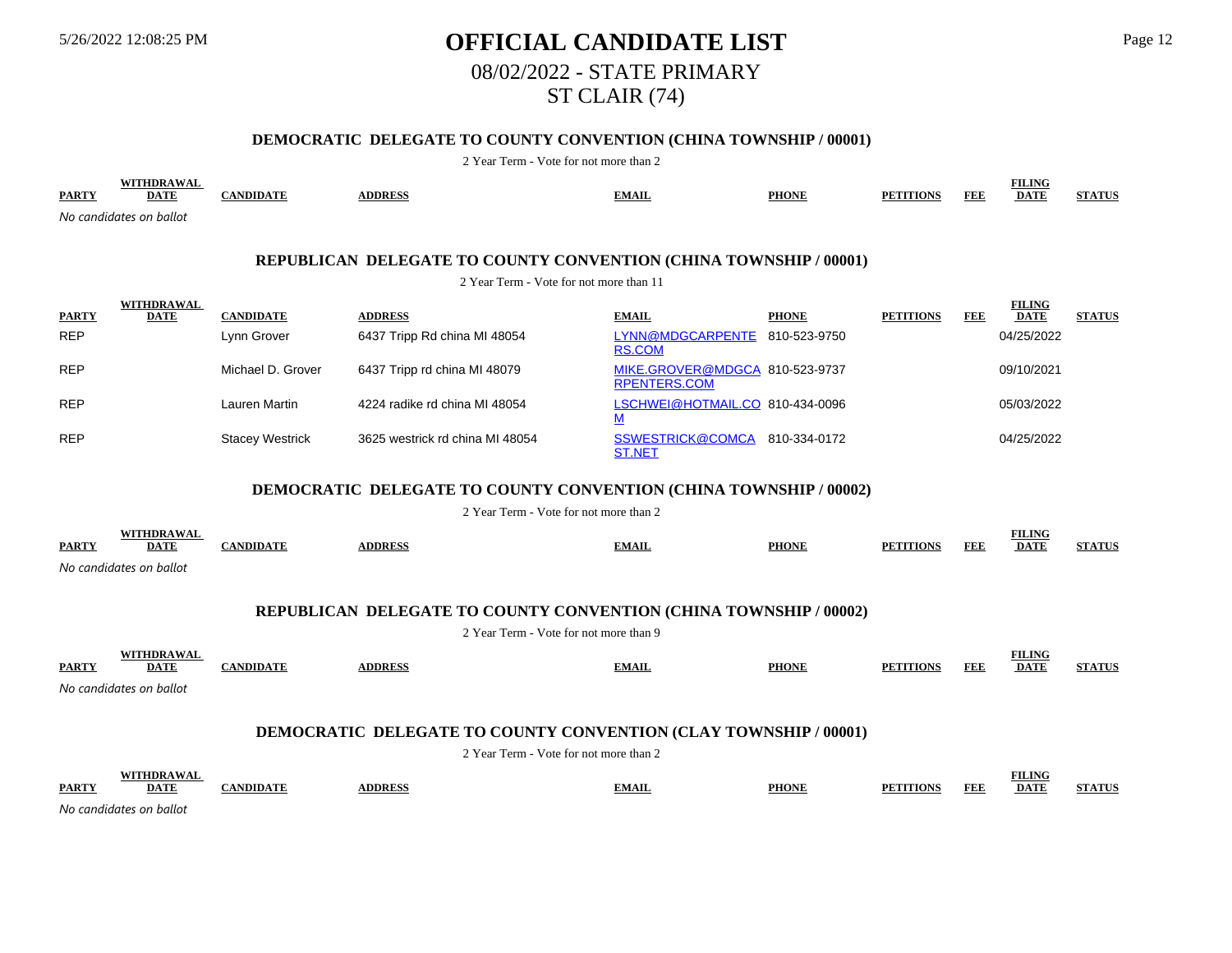# OFFICIAL CANDIDATE LIST

## 08/02/2022 - STATE PRIMARY

## ST CLAIR (74)

### DEMOCRATIC DELEGATE TO COUNTY CONVENTION (CHINA TOWNSHIP / 00001)

2 Year Term - Vote for not more than 2

| PARTY | WITHDRAWAL DATE | CANDIDATE | ADDRESS | EMAIL | PHONE | PETITIONS | FEE | FILING DATE | STATUS |
|---|---|---|---|---|---|---|---|---|---|

*No candidates on ballot*

### REPUBLICAN DELEGATE TO COUNTY CONVENTION (CHINA TOWNSHIP / 00001)

2 Year Term - Vote for not more than 11

| PARTY | WITHDRAWAL DATE | CANDIDATE | ADDRESS | EMAIL | PHONE | PETITIONS | FEE | FILING DATE | STATUS |
|---|---|---|---|---|---|---|---|---|---|
| REP | | Lynn Grover | 6437 Tripp Rd china MI 48054 | LYNN@MDGCARPENTERS.COM | 810-523-9750 | | | 04/25/2022 | |
| REP | | Michael D. Grover | 6437 Tripp rd china MI 48079 | MIKE.GROVER@MDGCARPENTERS.COM | 810-523-9737 | | | 09/10/2021 | |
| REP | | Lauren Martin | 4224 radike rd china MI 48054 | LSCHWEI@HOTMAIL.COM | 810-434-0096 | | | 05/03/2022 | |
| REP | | Stacey Westrick | 3625 westrick rd china MI 48054 | SSWESTRICK@COMCAST.NET | 810-334-0172 | | | 04/25/2022 | |

### DEMOCRATIC DELEGATE TO COUNTY CONVENTION (CHINA TOWNSHIP / 00002)

2 Year Term - Vote for not more than 2

| PARTY | WITHDRAWAL DATE | CANDIDATE | ADDRESS | EMAIL | PHONE | PETITIONS | FEE | FILING DATE | STATUS |
|---|---|---|---|---|---|---|---|---|---|

*No candidates on ballot*

### REPUBLICAN DELEGATE TO COUNTY CONVENTION (CHINA TOWNSHIP / 00002)

2 Year Term - Vote for not more than 9

| PARTY | WITHDRAWAL DATE | CANDIDATE | ADDRESS | EMAIL | PHONE | PETITIONS | FEE | FILING DATE | STATUS |
|---|---|---|---|---|---|---|---|---|---|

*No candidates on ballot*

### DEMOCRATIC DELEGATE TO COUNTY CONVENTION (CLAY TOWNSHIP / 00001)

2 Year Term - Vote for not more than 2

| PARTY | WITHDRAWAL DATE | CANDIDATE | ADDRESS | EMAIL | PHONE | PETITIONS | FEE | FILING DATE | STATUS |
|---|---|---|---|---|---|---|---|---|---|

*No candidates on ballot*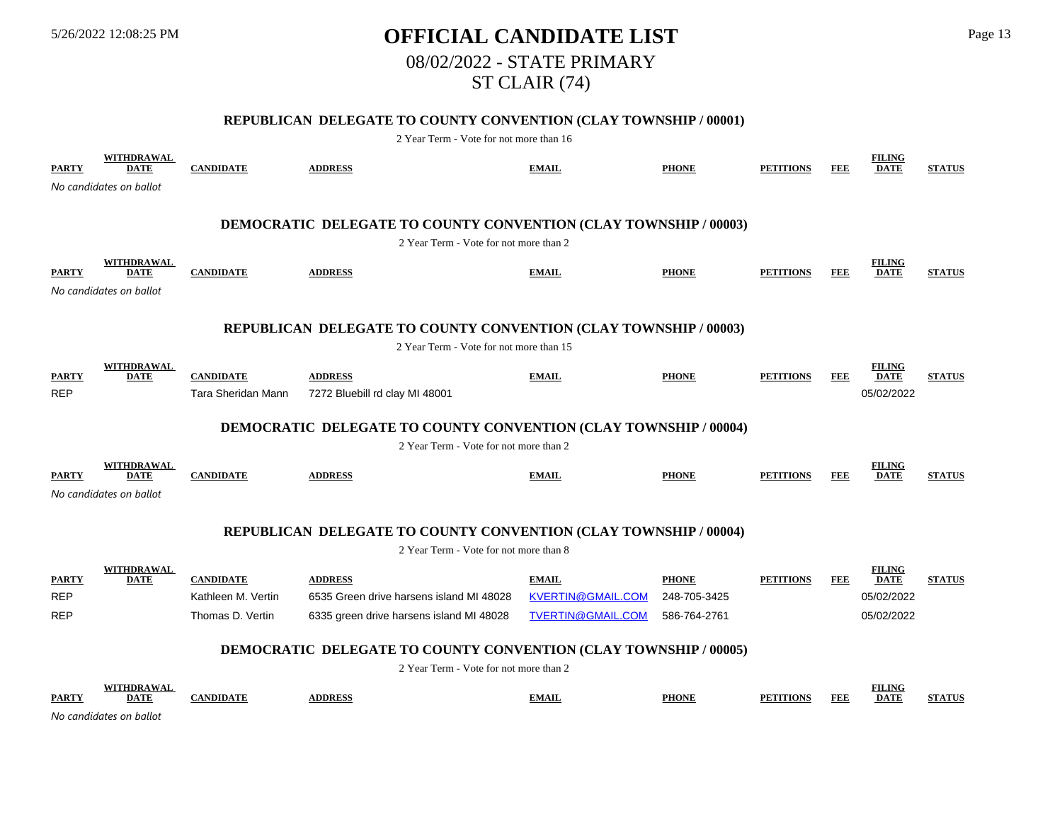# OFFICIAL CANDIDATE LIST

## 08/02/2022 - STATE PRIMARY

## ST CLAIR (74)

### REPUBLICAN DELEGATE TO COUNTY CONVENTION (CLAY TOWNSHIP / 00001)

2 Year Term - Vote for not more than 16

| PARTY | WITHDRAWAL DATE | CANDIDATE | ADDRESS | EMAIL | PHONE | PETITIONS | FEE | FILING DATE | STATUS |
|---|---|---|---|---|---|---|---|---|---|

*No candidates on ballot*

### DEMOCRATIC DELEGATE TO COUNTY CONVENTION (CLAY TOWNSHIP / 00003)

2 Year Term - Vote for not more than 2

| PARTY | WITHDRAWAL DATE | CANDIDATE | ADDRESS | EMAIL | PHONE | PETITIONS | FEE | FILING DATE | STATUS |
|---|---|---|---|---|---|---|---|---|---|

*No candidates on ballot*

### REPUBLICAN DELEGATE TO COUNTY CONVENTION (CLAY TOWNSHIP / 00003)

2 Year Term - Vote for not more than 15

| PARTY | WITHDRAWAL DATE | CANDIDATE | ADDRESS | EMAIL | PHONE | PETITIONS | FEE | FILING DATE | STATUS |
|---|---|---|---|---|---|---|---|---|---|
| REP | | Tara Sheridan Mann | 7272 Bluebill rd clay MI 48001 | | | | | 05/02/2022 | |

### DEMOCRATIC DELEGATE TO COUNTY CONVENTION (CLAY TOWNSHIP / 00004)

2 Year Term - Vote for not more than 2

| PARTY | WITHDRAWAL DATE | CANDIDATE | ADDRESS | EMAIL | PHONE | PETITIONS | FEE | FILING DATE | STATUS |
|---|---|---|---|---|---|---|---|---|---|

*No candidates on ballot*

### REPUBLICAN DELEGATE TO COUNTY CONVENTION (CLAY TOWNSHIP / 00004)

2 Year Term - Vote for not more than 8

| PARTY | WITHDRAWAL DATE | CANDIDATE | ADDRESS | EMAIL | PHONE | PETITIONS | FEE | FILING DATE | STATUS |
|---|---|---|---|---|---|---|---|---|---|
| REP | | Kathleen M. Vertin | 6535 Green drive harsens island MI 48028 | KVERTIN@GMAIL.COM | 248-705-3425 | | | 05/02/2022 | |
| REP | | Thomas D. Vertin | 6335 green drive harsens island MI 48028 | TVERTIN@GMAIL.COM | 586-764-2761 | | | 05/02/2022 | |

### DEMOCRATIC DELEGATE TO COUNTY CONVENTION (CLAY TOWNSHIP / 00005)

2 Year Term - Vote for not more than 2

| PARTY | WITHDRAWAL DATE | CANDIDATE | ADDRESS | EMAIL | PHONE | PETITIONS | FEE | FILING DATE | STATUS |
|---|---|---|---|---|---|---|---|---|---|

*No candidates on ballot*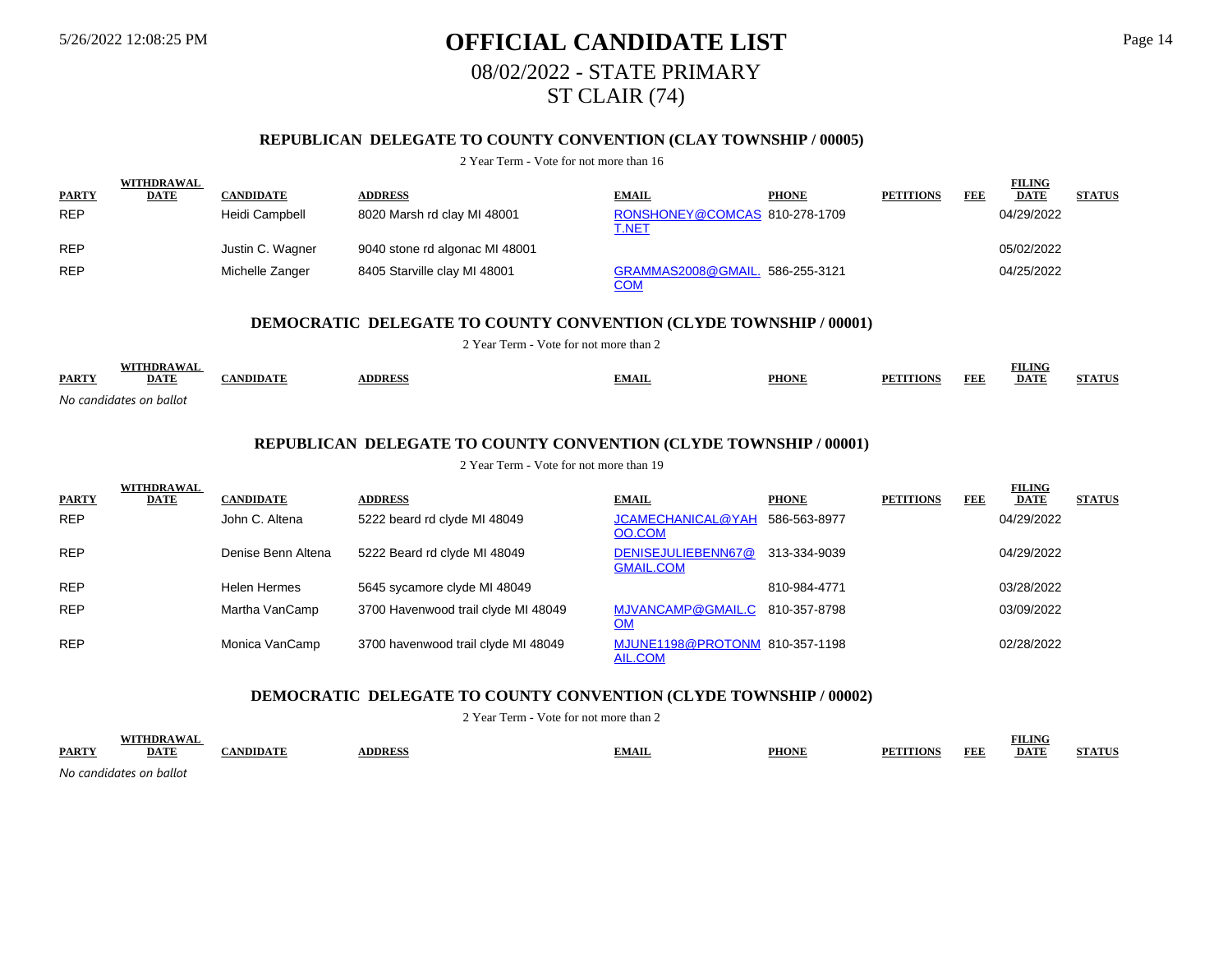# OFFICIAL CANDIDATE LIST

## 08/02/2022 - STATE PRIMARY

## ST CLAIR (74)

### REPUBLICAN DELEGATE TO COUNTY CONVENTION (CLAY TOWNSHIP / 00005)

2 Year Term - Vote for not more than 16

| PARTY | WITHDRAWAL DATE | CANDIDATE | ADDRESS | EMAIL | PHONE | PETITIONS | FEE | FILING DATE | STATUS |
|---|---|---|---|---|---|---|---|---|---|
| REP | | Heidi Campbell | 8020 Marsh rd clay MI 48001 | RONSHONEY@COMCAST.NET | 810-278-1709 | | | 04/29/2022 | |
| REP | | Justin C. Wagner | 9040 stone rd algonac MI 48001 | | | | | 05/02/2022 | |
| REP | | Michelle Zanger | 8405 Starville clay MI 48001 | GRAMMAS2008@GMAIL.COM | 586-255-3121 | | | 04/25/2022 | |

### DEMOCRATIC DELEGATE TO COUNTY CONVENTION (CLYDE TOWNSHIP / 00001)

2 Year Term - Vote for not more than 2

| PARTY | WITHDRAWAL DATE | CANDIDATE | ADDRESS | EMAIL | PHONE | PETITIONS | FEE | FILING DATE | STATUS |
|---|---|---|---|---|---|---|---|---|---|

*No candidates on ballot*

### REPUBLICAN DELEGATE TO COUNTY CONVENTION (CLYDE TOWNSHIP / 00001)

2 Year Term - Vote for not more than 19

| PARTY | WITHDRAWAL DATE | CANDIDATE | ADDRESS | EMAIL | PHONE | PETITIONS | FEE | FILING DATE | STATUS |
|---|---|---|---|---|---|---|---|---|---|
| REP | | John C. Altena | 5222 beard rd clyde MI 48049 | JCAMECHANICAL@YAHOO.COM | 586-563-8977 | | | 04/29/2022 | |
| REP | | Denise Benn Altena | 5222 Beard rd clyde MI 48049 | DENISEJULIEBENN67@GMAIL.COM | 313-334-9039 | | | 04/29/2022 | |
| REP | | Helen Hermes | 5645 sycamore clyde MI 48049 | | 810-984-4771 | | | 03/28/2022 | |
| REP | | Martha VanCamp | 3700 Havenwood trail clyde MI 48049 | MJVANCAMP@GMAIL.COM | 810-357-8798 | | | 03/09/2022 | |
| REP | | Monica VanCamp | 3700 havenwood trail clyde MI 48049 | MJUNE1198@PROTONMAIL.COM | 810-357-1198 | | | 02/28/2022 | |

### DEMOCRATIC DELEGATE TO COUNTY CONVENTION (CLYDE TOWNSHIP / 00002)

2 Year Term - Vote for not more than 2

| PARTY | WITHDRAWAL DATE | CANDIDATE | ADDRESS | EMAIL | PHONE | PETITIONS | FEE | FILING DATE | STATUS |
|---|---|---|---|---|---|---|---|---|---|

*No candidates on ballot*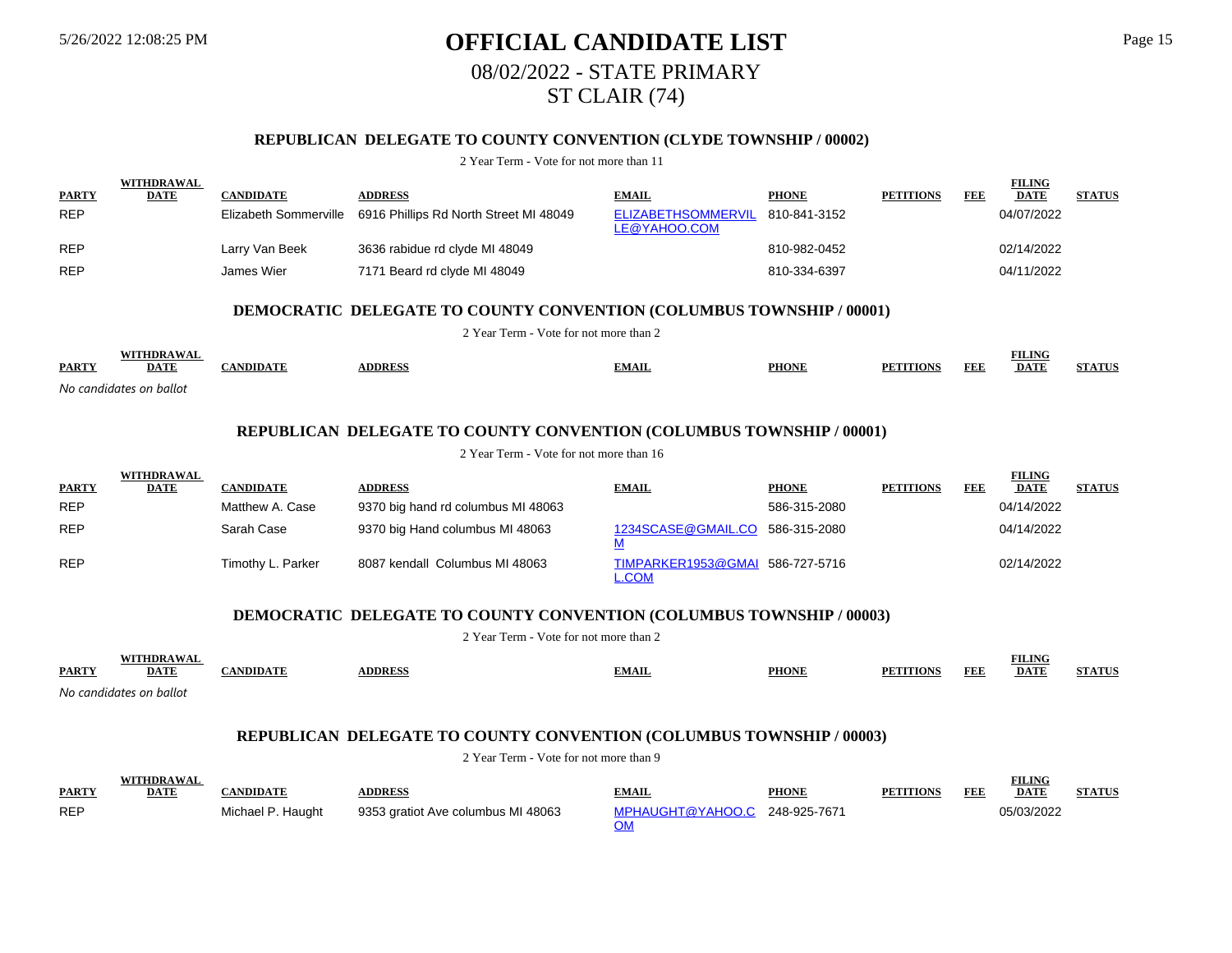# OFFICIAL CANDIDATE LIST

## 08/02/2022 - STATE PRIMARY

## ST CLAIR (74)

### REPUBLICAN DELEGATE TO COUNTY CONVENTION (CLYDE TOWNSHIP / 00002)

2 Year Term - Vote for not more than 11

| PARTY | WITHDRAWAL DATE | CANDIDATE | ADDRESS | EMAIL | PHONE | PETITIONS | FEE | FILING DATE | STATUS |
|---|---|---|---|---|---|---|---|---|---|
| REP | | Elizabeth Sommerville | 6916 Phillips Rd North Street MI 48049 | ELIZABETHSOMMERVILLE@YAHOO.COM | 810-841-3152 | | | 04/07/2022 | |
| REP | | Larry Van Beek | 3636 rabidue rd clyde MI 48049 | | 810-982-0452 | | | 02/14/2022 | |
| REP | | James Wier | 7171 Beard rd clyde MI 48049 | | 810-334-6397 | | | 04/11/2022 | |

### DEMOCRATIC DELEGATE TO COUNTY CONVENTION (COLUMBUS TOWNSHIP / 00001)

2 Year Term - Vote for not more than 2

| PARTY | WITHDRAWAL DATE | CANDIDATE | ADDRESS | EMAIL | PHONE | PETITIONS | FEE | FILING DATE | STATUS |
|---|---|---|---|---|---|---|---|---|---|

*No candidates on ballot*

### REPUBLICAN DELEGATE TO COUNTY CONVENTION (COLUMBUS TOWNSHIP / 00001)

2 Year Term - Vote for not more than 16

| PARTY | WITHDRAWAL DATE | CANDIDATE | ADDRESS | EMAIL | PHONE | PETITIONS | FEE | FILING DATE | STATUS |
|---|---|---|---|---|---|---|---|---|---|
| REP | | Matthew A. Case | 9370 big hand rd columbus MI 48063 | | 586-315-2080 | | | 04/14/2022 | |
| REP | | Sarah Case | 9370 big Hand columbus MI 48063 | 1234SCASE@GMAIL.COM | 586-315-2080 | | | 04/14/2022 | |
| REP | | Timothy L. Parker | 8087 kendall Columbus MI 48063 | TIMPARKER1953@GMAIL.COM | 586-727-5716 | | | 02/14/2022 | |

### DEMOCRATIC DELEGATE TO COUNTY CONVENTION (COLUMBUS TOWNSHIP / 00003)

2 Year Term - Vote for not more than 2

| PARTY | WITHDRAWAL DATE | CANDIDATE | ADDRESS | EMAIL | PHONE | PETITIONS | FEE | FILING DATE | STATUS |
|---|---|---|---|---|---|---|---|---|---|

*No candidates on ballot*

### REPUBLICAN DELEGATE TO COUNTY CONVENTION (COLUMBUS TOWNSHIP / 00003)

2 Year Term - Vote for not more than 9

| PARTY | WITHDRAWAL DATE | CANDIDATE | ADDRESS | EMAIL | PHONE | PETITIONS | FEE | FILING DATE | STATUS |
|---|---|---|---|---|---|---|---|---|---|
| REP | | Michael P. Haught | 9353 gratiot Ave columbus MI 48063 | MPHAUGHT@YAHOO.COM | 248-925-7671 | | | 05/03/2022 | |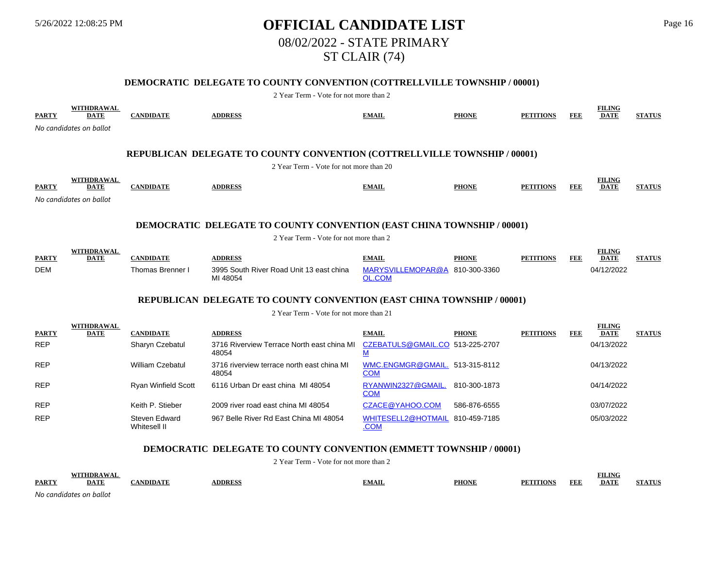# OFFICIAL CANDIDATE LIST

## 08/02/2022 - STATE PRIMARY

## ST CLAIR (74)

### DEMOCRATIC DELEGATE TO COUNTY CONVENTION (COTTRELLVILLE TOWNSHIP / 00001)

2 Year Term - Vote for not more than 2

| PARTY | WITHDRAWAL DATE | CANDIDATE | ADDRESS | EMAIL | PHONE | PETITIONS | FEE | FILING DATE | STATUS |
|---|---|---|---|---|---|---|---|---|---|

*No candidates on ballot*

### REPUBLICAN DELEGATE TO COUNTY CONVENTION (COTTRELLVILLE TOWNSHIP / 00001)

2 Year Term - Vote for not more than 20

| PARTY | WITHDRAWAL DATE | CANDIDATE | ADDRESS | EMAIL | PHONE | PETITIONS | FEE | FILING DATE | STATUS |
|---|---|---|---|---|---|---|---|---|---|

*No candidates on ballot*

### DEMOCRATIC DELEGATE TO COUNTY CONVENTION (EAST CHINA TOWNSHIP / 00001)

2 Year Term - Vote for not more than 2

| PARTY | WITHDRAWAL DATE | CANDIDATE | ADDRESS | EMAIL | PHONE | PETITIONS | FEE | FILING DATE | STATUS |
|---|---|---|---|---|---|---|---|---|---|
| DEM | | Thomas Brenner I | 3995 South River Road Unit 13 east china MI 48054 | MARYSVILLEMOPAR@AOL.COM | 810-300-3360 | | | 04/12/2022 | |

### REPUBLICAN DELEGATE TO COUNTY CONVENTION (EAST CHINA TOWNSHIP / 00001)

2 Year Term - Vote for not more than 21

| PARTY | WITHDRAWAL DATE | CANDIDATE | ADDRESS | EMAIL | PHONE | PETITIONS | FEE | FILING DATE | STATUS |
|---|---|---|---|---|---|---|---|---|---|
| REP | | Sharyn Czebatul | 3716 Riverview Terrace North east china MI 48054 | CZEBATULS@GMAIL.COM | 513-225-2707 | | | 04/13/2022 | |
| REP | | William Czebatul | 3716 riverview terrace north east china MI 48054 | WMC.ENGMGR@GMAIL.COM | 513-315-8112 | | | 04/13/2022 | |
| REP | | Ryan Winfield Scott | 6116 Urban Dr east china MI 48054 | RYANWIN2327@GMAIL.COM | 810-300-1873 | | | 04/14/2022 | |
| REP | | Keith P. Stieber | 2009 river road east china MI 48054 | CZACE@YAHOO.COM | 586-876-6555 | | | 03/07/2022 | |
| REP | | Steven Edward Whitesell II | 967 Belle River Rd East China MI 48054 | WHITESELL2@HOTMAIL.COM | 810-459-7185 | | | 05/03/2022 | |

### DEMOCRATIC DELEGATE TO COUNTY CONVENTION (EMMETT TOWNSHIP / 00001)

2 Year Term - Vote for not more than 2

| PARTY | WITHDRAWAL DATE | CANDIDATE | ADDRESS | EMAIL | PHONE | PETITIONS | FEE | FILING DATE | STATUS |
|---|---|---|---|---|---|---|---|---|---|

*No candidates on ballot*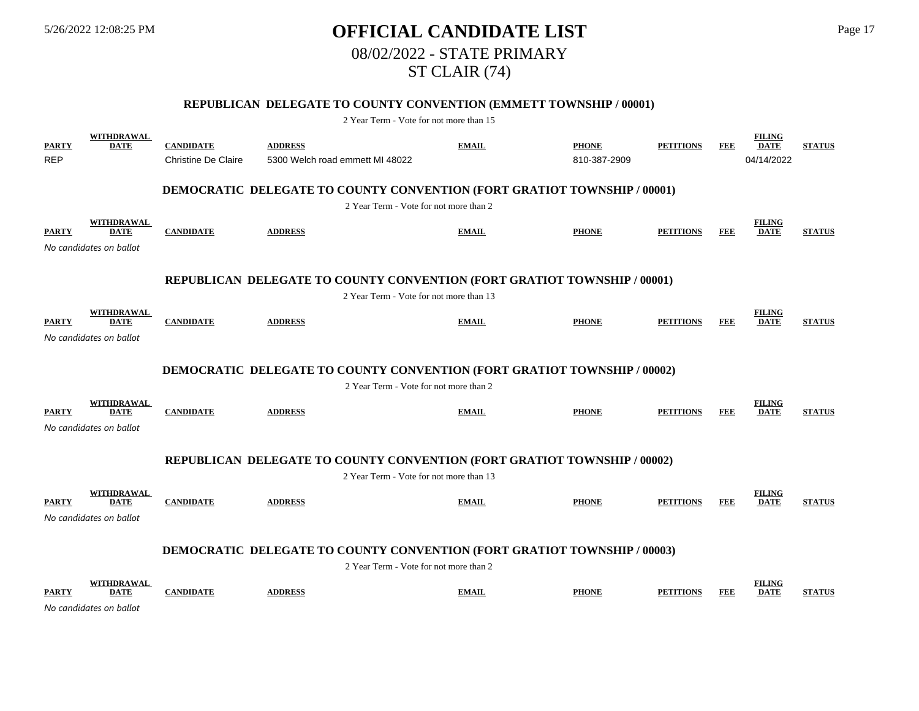# OFFICIAL CANDIDATE LIST

## 08/02/2022 - STATE PRIMARY

## ST CLAIR (74)

### REPUBLICAN DELEGATE TO COUNTY CONVENTION (EMMETT TOWNSHIP / 00001)

2 Year Term - Vote for not more than 15

| PARTY | WITHDRAWAL DATE | CANDIDATE | ADDRESS | EMAIL | PHONE | PETITIONS | FEE | FILING DATE | STATUS |
|---|---|---|---|---|---|---|---|---|---|
| REP | | Christine De Claire | 5300 Welch road emmett MI 48022 | | 810-387-2909 | | | 04/14/2022 | |

### DEMOCRATIC DELEGATE TO COUNTY CONVENTION (FORT GRATIOT TOWNSHIP / 00001)

2 Year Term - Vote for not more than 2

| PARTY | WITHDRAWAL DATE | CANDIDATE | ADDRESS | EMAIL | PHONE | PETITIONS | FEE | FILING DATE | STATUS |
|---|---|---|---|---|---|---|---|---|---|

*No candidates on ballot*

### REPUBLICAN DELEGATE TO COUNTY CONVENTION (FORT GRATIOT TOWNSHIP / 00001)

2 Year Term - Vote for not more than 13

| PARTY | WITHDRAWAL DATE | CANDIDATE | ADDRESS | EMAIL | PHONE | PETITIONS | FEE | FILING DATE | STATUS |
|---|---|---|---|---|---|---|---|---|---|

*No candidates on ballot*

### DEMOCRATIC DELEGATE TO COUNTY CONVENTION (FORT GRATIOT TOWNSHIP / 00002)

2 Year Term - Vote for not more than 2

| PARTY | WITHDRAWAL DATE | CANDIDATE | ADDRESS | EMAIL | PHONE | PETITIONS | FEE | FILING DATE | STATUS |
|---|---|---|---|---|---|---|---|---|---|

*No candidates on ballot*

### REPUBLICAN DELEGATE TO COUNTY CONVENTION (FORT GRATIOT TOWNSHIP / 00002)

2 Year Term - Vote for not more than 13

| PARTY | WITHDRAWAL DATE | CANDIDATE | ADDRESS | EMAIL | PHONE | PETITIONS | FEE | FILING DATE | STATUS |
|---|---|---|---|---|---|---|---|---|---|

*No candidates on ballot*

### DEMOCRATIC DELEGATE TO COUNTY CONVENTION (FORT GRATIOT TOWNSHIP / 00003)

2 Year Term - Vote for not more than 2

| PARTY | WITHDRAWAL DATE | CANDIDATE | ADDRESS | EMAIL | PHONE | PETITIONS | FEE | FILING DATE | STATUS |
|---|---|---|---|---|---|---|---|---|---|

*No candidates on ballot*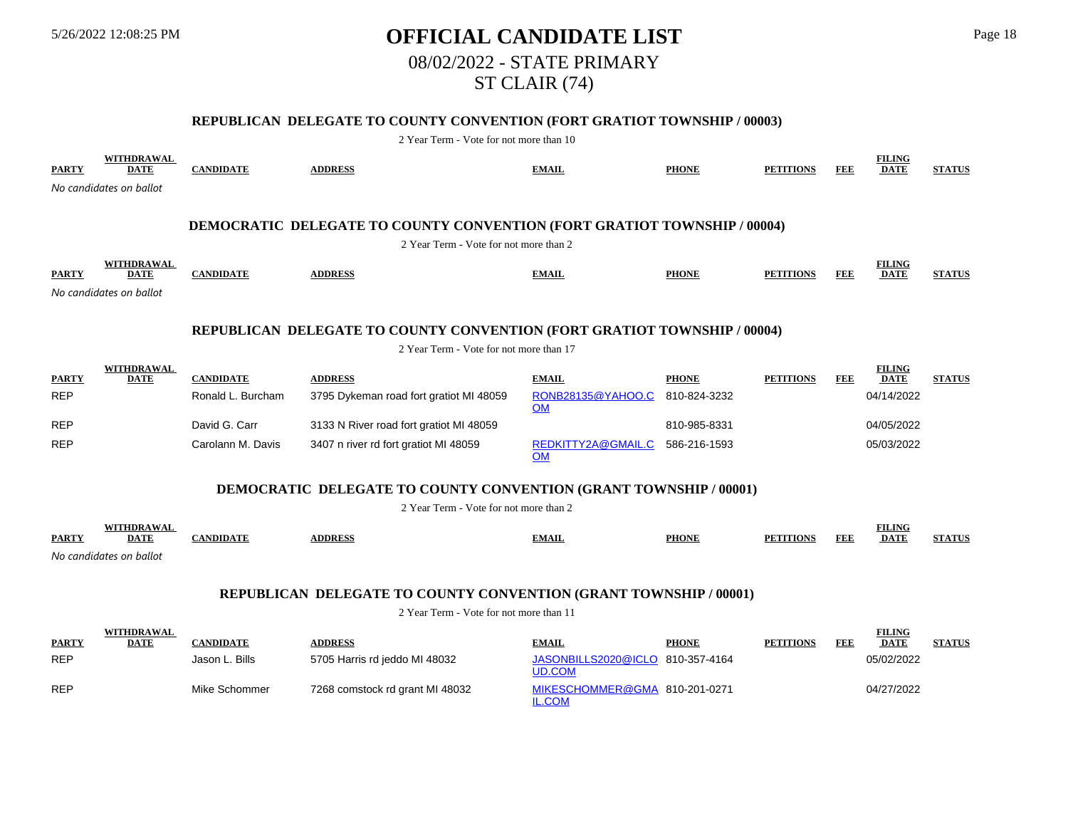# OFFICIAL CANDIDATE LIST

## 08/02/2022 - STATE PRIMARY

## ST CLAIR (74)

### REPUBLICAN DELEGATE TO COUNTY CONVENTION (FORT GRATIOT TOWNSHIP / 00003)

2 Year Term - Vote for not more than 10

| PARTY | WITHDRAWAL DATE | CANDIDATE | ADDRESS | EMAIL | PHONE | PETITIONS | FEE | FILING DATE | STATUS |
|---|---|---|---|---|---|---|---|---|---|

*No candidates on ballot*

### DEMOCRATIC DELEGATE TO COUNTY CONVENTION (FORT GRATIOT TOWNSHIP / 00004)

2 Year Term - Vote for not more than 2

| PARTY | WITHDRAWAL DATE | CANDIDATE | ADDRESS | EMAIL | PHONE | PETITIONS | FEE | FILING DATE | STATUS |
|---|---|---|---|---|---|---|---|---|---|

*No candidates on ballot*

### REPUBLICAN DELEGATE TO COUNTY CONVENTION (FORT GRATIOT TOWNSHIP / 00004)

2 Year Term - Vote for not more than 17

| PARTY | WITHDRAWAL DATE | CANDIDATE | ADDRESS | EMAIL | PHONE | PETITIONS | FEE | FILING DATE | STATUS |
|---|---|---|---|---|---|---|---|---|---|
| REP | | Ronald L. Burcham | 3795 Dykeman road fort gratiot MI 48059 | RONB28135@YAHOO.COM | 810-824-3232 | | | 04/14/2022 | |
| REP | | David G. Carr | 3133 N River road fort gratiot MI 48059 | | 810-985-8331 | | | 04/05/2022 | |
| REP | | Carolann M. Davis | 3407 n river rd fort gratiot MI 48059 | REDKITTY2A@GMAIL.COM | 586-216-1593 | | | 05/03/2022 | |

### DEMOCRATIC DELEGATE TO COUNTY CONVENTION (GRANT TOWNSHIP / 00001)

2 Year Term - Vote for not more than 2

| PARTY | WITHDRAWAL DATE | CANDIDATE | ADDRESS | EMAIL | PHONE | PETITIONS | FEE | FILING DATE | STATUS |
|---|---|---|---|---|---|---|---|---|---|

*No candidates on ballot*

### REPUBLICAN DELEGATE TO COUNTY CONVENTION (GRANT TOWNSHIP / 00001)

2 Year Term - Vote for not more than 11

| PARTY | WITHDRAWAL DATE | CANDIDATE | ADDRESS | EMAIL | PHONE | PETITIONS | FEE | FILING DATE | STATUS |
|---|---|---|---|---|---|---|---|---|---|
| REP | | Jason L. Bills | 5705 Harris rd jeddo MI 48032 | JASONBILLS2020@ICLOUD.COM | 810-357-4164 | | | 05/02/2022 | |
| REP | | Mike Schommer | 7268 comstock rd grant MI 48032 | MIKESCHOMMER@GMAIL.COM | 810-201-0271 | | | 04/27/2022 | |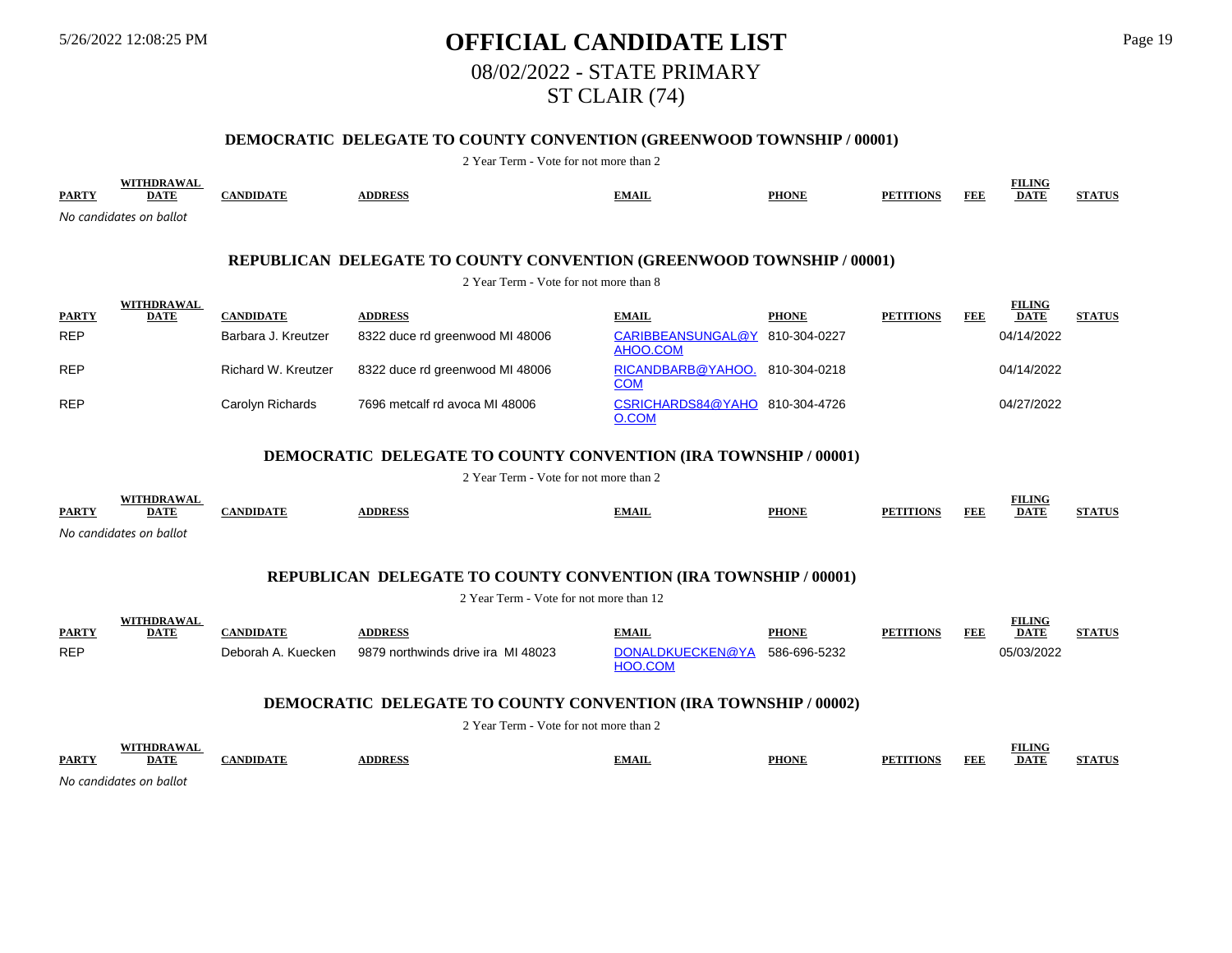# OFFICIAL CANDIDATE LIST

## 08/02/2022 - STATE PRIMARY

## ST CLAIR (74)

### DEMOCRATIC DELEGATE TO COUNTY CONVENTION (GREENWOOD TOWNSHIP / 00001)

2 Year Term - Vote for not more than 2

| PARTY | WITHDRAWAL DATE | CANDIDATE | ADDRESS | EMAIL | PHONE | PETITIONS | FEE | FILING DATE | STATUS |
|---|---|---|---|---|---|---|---|---|---|

*No candidates on ballot*

### REPUBLICAN DELEGATE TO COUNTY CONVENTION (GREENWOOD TOWNSHIP / 00001)

2 Year Term - Vote for not more than 8

| PARTY | WITHDRAWAL DATE | CANDIDATE | ADDRESS | EMAIL | PHONE | PETITIONS | FEE | FILING DATE | STATUS |
|---|---|---|---|---|---|---|---|---|---|
| REP | | Barbara J. Kreutzer | 8322 duce rd greenwood MI 48006 | CARIBBEANSUNGAL@YAHOO.COM | 810-304-0227 | | | 04/14/2022 | |
| REP | | Richard W. Kreutzer | 8322 duce rd greenwood MI 48006 | RICANDBARB@YAHOO.COM | 810-304-0218 | | | 04/14/2022 | |
| REP | | Carolyn Richards | 7696 metcalf rd avoca MI 48006 | CSRICHARDS84@YAHOO.COM | 810-304-4726 | | | 04/27/2022 | |

### DEMOCRATIC DELEGATE TO COUNTY CONVENTION (IRA TOWNSHIP / 00001)

2 Year Term - Vote for not more than 2

| PARTY | WITHDRAWAL DATE | CANDIDATE | ADDRESS | EMAIL | PHONE | PETITIONS | FEE | FILING DATE | STATUS |
|---|---|---|---|---|---|---|---|---|---|

*No candidates on ballot*

### REPUBLICAN DELEGATE TO COUNTY CONVENTION (IRA TOWNSHIP / 00001)

2 Year Term - Vote for not more than 12

| PARTY | WITHDRAWAL DATE | CANDIDATE | ADDRESS | EMAIL | PHONE | PETITIONS | FEE | FILING DATE | STATUS |
|---|---|---|---|---|---|---|---|---|---|
| REP | | Deborah A. Kuecken | 9879 northwinds drive ira MI 48023 | DONALDKUECKEN@YAHOO.COM | 586-696-5232 | | | 05/03/2022 | |

### DEMOCRATIC DELEGATE TO COUNTY CONVENTION (IRA TOWNSHIP / 00002)

2 Year Term - Vote for not more than 2

| PARTY | WITHDRAWAL DATE | CANDIDATE | ADDRESS | EMAIL | PHONE | PETITIONS | FEE | FILING DATE | STATUS |
|---|---|---|---|---|---|---|---|---|---|

*No candidates on ballot*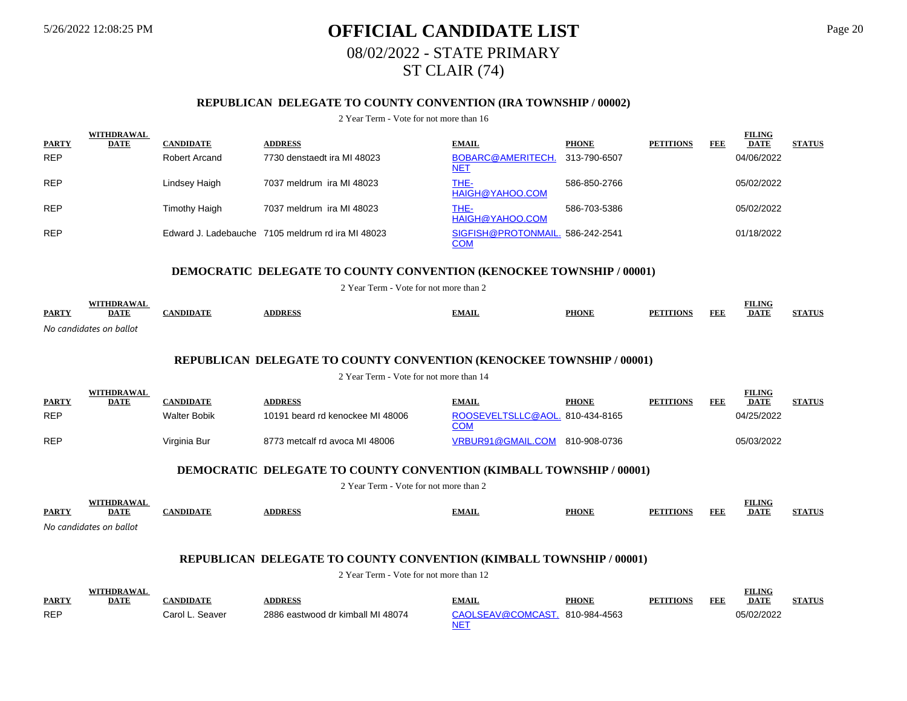# OFFICIAL CANDIDATE LIST

## 08/02/2022 - STATE PRIMARY

## ST CLAIR (74)

### REPUBLICAN DELEGATE TO COUNTY CONVENTION (IRA TOWNSHIP / 00002)

2 Year Term - Vote for not more than 16

| PARTY | WITHDRAWAL DATE | CANDIDATE | ADDRESS | EMAIL | PHONE | PETITIONS | FEE | FILING DATE | STATUS |
|---|---|---|---|---|---|---|---|---|---|
| REP | | Robert Arcand | 7730 denstaedt ira MI 48023 | BOBARC@AMERITECH.NET | 313-790-6507 | | | 04/06/2022 | |
| REP | | Lindsey Haigh | 7037 meldrum ira MI 48023 | THE-HAIGH@YAHOO.COM | 586-850-2766 | | | 05/02/2022 | |
| REP | | Timothy Haigh | 7037 meldrum ira MI 48023 | THE-HAIGH@YAHOO.COM | 586-703-5386 | | | 05/02/2022 | |
| REP | | Edward J. Ladebauche | 7105 meldrum rd ira MI 48023 | SIGFISH@PROTONMAIL.COM | 586-242-2541 | | | 01/18/2022 | |

### DEMOCRATIC DELEGATE TO COUNTY CONVENTION (KENOCKEE TOWNSHIP / 00001)

2 Year Term - Vote for not more than 2

| PARTY | WITHDRAWAL DATE | CANDIDATE | ADDRESS | EMAIL | PHONE | PETITIONS | FEE | FILING DATE | STATUS |
|---|---|---|---|---|---|---|---|---|---|

*No candidates on ballot*

### REPUBLICAN DELEGATE TO COUNTY CONVENTION (KENOCKEE TOWNSHIP / 00001)

2 Year Term - Vote for not more than 14

| PARTY | WITHDRAWAL DATE | CANDIDATE | ADDRESS | EMAIL | PHONE | PETITIONS | FEE | FILING DATE | STATUS |
|---|---|---|---|---|---|---|---|---|---|
| REP | | Walter Bobik | 10191 beard rd kenockee MI 48006 | ROOSEVELTSLLC@AOL.COM | 810-434-8165 | | | 04/25/2022 | |
| REP | | Virginia Bur | 8773 metcalf rd avoca MI 48006 | VRBUR91@GMAIL.COM | 810-908-0736 | | | 05/03/2022 | |

### DEMOCRATIC DELEGATE TO COUNTY CONVENTION (KIMBALL TOWNSHIP / 00001)

2 Year Term - Vote for not more than 2

| PARTY | WITHDRAWAL DATE | CANDIDATE | ADDRESS | EMAIL | PHONE | PETITIONS | FEE | FILING DATE | STATUS |
|---|---|---|---|---|---|---|---|---|---|

*No candidates on ballot*

### REPUBLICAN DELEGATE TO COUNTY CONVENTION (KIMBALL TOWNSHIP / 00001)

2 Year Term - Vote for not more than 12

| PARTY | WITHDRAWAL DATE | CANDIDATE | ADDRESS | EMAIL | PHONE | PETITIONS | FEE | FILING DATE | STATUS |
|---|---|---|---|---|---|---|---|---|---|
| REP | | Carol L. Seaver | 2886 eastwood dr kimball MI 48074 | CAOLSEAV@COMCAST.NET | 810-984-4563 | | | 05/02/2022 | |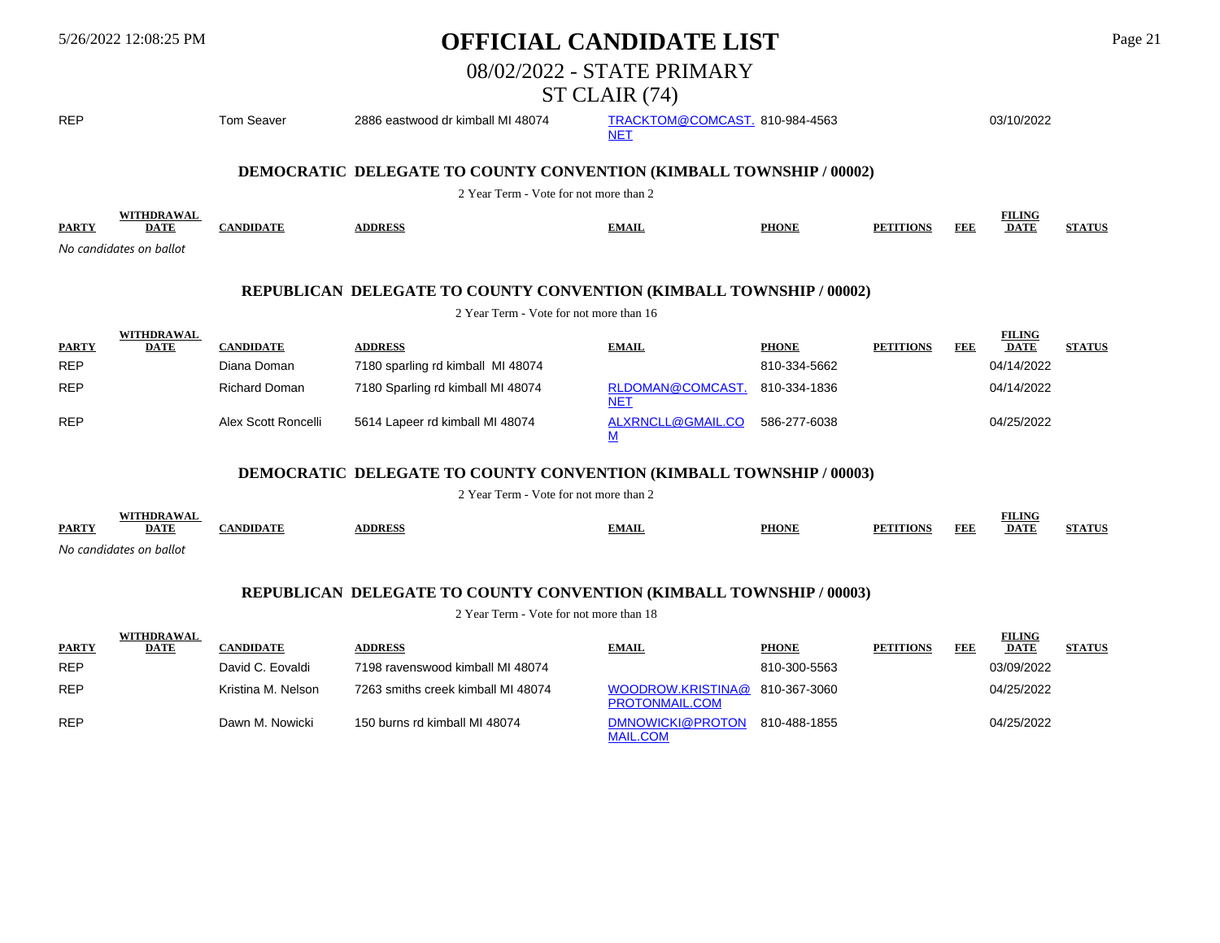# OFFICIAL CANDIDATE LIST

## 08/02/2022 - STATE PRIMARY

## ST CLAIR (74)

| PARTY | WITHDRAWAL DATE | CANDIDATE | ADDRESS | EMAIL | PHONE | PETITIONS | FEE | FILING DATE | STATUS |
|---|---|---|---|---|---|---|---|---|---|
| REP | | Tom Seaver | 2886 eastwood dr kimball MI 48074 | TRACKTOM@COMCAST.NET | 810-984-4563 | | | 03/10/2022 | |

### DEMOCRATIC DELEGATE TO COUNTY CONVENTION (KIMBALL TOWNSHIP / 00002)

2 Year Term - Vote for not more than 2

| PARTY | WITHDRAWAL DATE | CANDIDATE | ADDRESS | EMAIL | PHONE | PETITIONS | FEE | FILING DATE | STATUS |
|---|---|---|---|---|---|---|---|---|---|

*No candidates on ballot*

### REPUBLICAN DELEGATE TO COUNTY CONVENTION (KIMBALL TOWNSHIP / 00002)

2 Year Term - Vote for not more than 16

| PARTY | WITHDRAWAL DATE | CANDIDATE | ADDRESS | EMAIL | PHONE | PETITIONS | FEE | FILING DATE | STATUS |
|---|---|---|---|---|---|---|---|---|---|
| REP | | Diana Doman | 7180 sparling rd kimball MI 48074 | | 810-334-5662 | | | 04/14/2022 | |
| REP | | Richard Doman | 7180 Sparling rd kimball MI 48074 | RLDOMAN@COMCAST.NET | 810-334-1836 | | | 04/14/2022 | |
| REP | | Alex Scott Roncelli | 5614 Lapeer rd kimball MI 48074 | ALXRNCLL@GMAIL.COM | 586-277-6038 | | | 04/25/2022 | |

### DEMOCRATIC DELEGATE TO COUNTY CONVENTION (KIMBALL TOWNSHIP / 00003)

2 Year Term - Vote for not more than 2

| PARTY | WITHDRAWAL DATE | CANDIDATE | ADDRESS | EMAIL | PHONE | PETITIONS | FEE | FILING DATE | STATUS |
|---|---|---|---|---|---|---|---|---|---|

*No candidates on ballot*

### REPUBLICAN DELEGATE TO COUNTY CONVENTION (KIMBALL TOWNSHIP / 00003)

2 Year Term - Vote for not more than 18

| PARTY | WITHDRAWAL DATE | CANDIDATE | ADDRESS | EMAIL | PHONE | PETITIONS | FEE | FILING DATE | STATUS |
|---|---|---|---|---|---|---|---|---|---|
| REP | | David C. Eovaldi | 7198 ravenswood kimball MI 48074 | | 810-300-5563 | | | 03/09/2022 | |
| REP | | Kristina M. Nelson | 7263 smiths creek kimball MI 48074 | WOODROW.KRISTINA@PROTONMAIL.COM | 810-367-3060 | | | 04/25/2022 | |
| REP | | Dawn M. Nowicki | 150 burns rd kimball MI 48074 | DMNOWICKI@PROTONMAIL.COM | 810-488-1855 | | | 04/25/2022 | |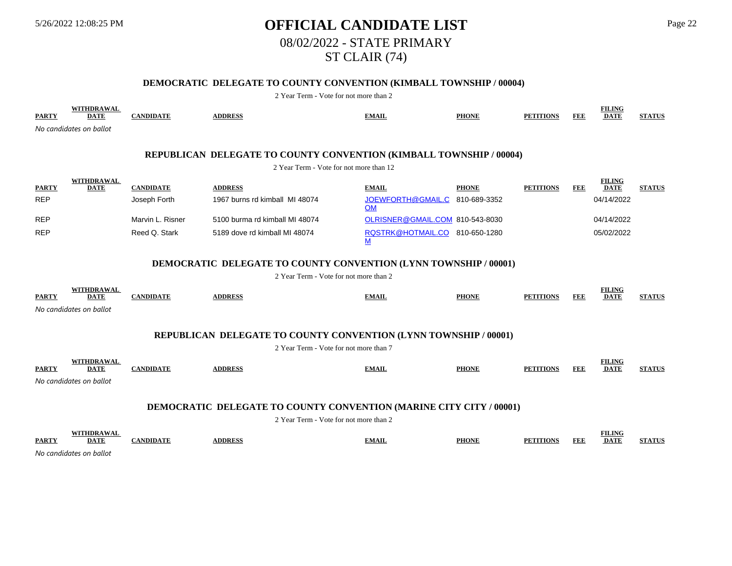# OFFICIAL CANDIDATE LIST

## 08/02/2022 - STATE PRIMARY

## ST CLAIR (74)

### DEMOCRATIC DELEGATE TO COUNTY CONVENTION (KIMBALL TOWNSHIP / 00004)

2 Year Term - Vote for not more than 2

| PARTY | WITHDRAWAL DATE | CANDIDATE | ADDRESS | EMAIL | PHONE | PETITIONS | FEE | FILING DATE | STATUS |
|---|---|---|---|---|---|---|---|---|---|

*No candidates on ballot*

### REPUBLICAN DELEGATE TO COUNTY CONVENTION (KIMBALL TOWNSHIP / 00004)

2 Year Term - Vote for not more than 12

| PARTY | WITHDRAWAL DATE | CANDIDATE | ADDRESS | EMAIL | PHONE | PETITIONS | FEE | FILING DATE | STATUS |
|---|---|---|---|---|---|---|---|---|---|
| REP | | Joseph Forth | 1967 burns rd kimball MI 48074 | JOEWFORTH@GMAIL.COM | 810-689-3352 | | | 04/14/2022 | |
| REP | | Marvin L. Risner | 5100 burma rd kimball MI 48074 | OLRISNER@GMAIL.COM | 810-543-8030 | | | 04/14/2022 | |
| REP | | Reed Q. Stark | 5189 dove rd kimball MI 48074 | RQSTRK@HOTMAIL.COM | 810-650-1280 | | | 05/02/2022 | |

### DEMOCRATIC DELEGATE TO COUNTY CONVENTION (LYNN TOWNSHIP / 00001)

2 Year Term - Vote for not more than 2

| PARTY | WITHDRAWAL DATE | CANDIDATE | ADDRESS | EMAIL | PHONE | PETITIONS | FEE | FILING DATE | STATUS |
|---|---|---|---|---|---|---|---|---|---|

*No candidates on ballot*

### REPUBLICAN DELEGATE TO COUNTY CONVENTION (LYNN TOWNSHIP / 00001)

2 Year Term - Vote for not more than 7

| PARTY | WITHDRAWAL DATE | CANDIDATE | ADDRESS | EMAIL | PHONE | PETITIONS | FEE | FILING DATE | STATUS |
|---|---|---|---|---|---|---|---|---|---|

*No candidates on ballot*

### DEMOCRATIC DELEGATE TO COUNTY CONVENTION (MARINE CITY CITY / 00001)

2 Year Term - Vote for not more than 2

| PARTY | WITHDRAWAL DATE | CANDIDATE | ADDRESS | EMAIL | PHONE | PETITIONS | FEE | FILING DATE | STATUS |
|---|---|---|---|---|---|---|---|---|---|

*No candidates on ballot*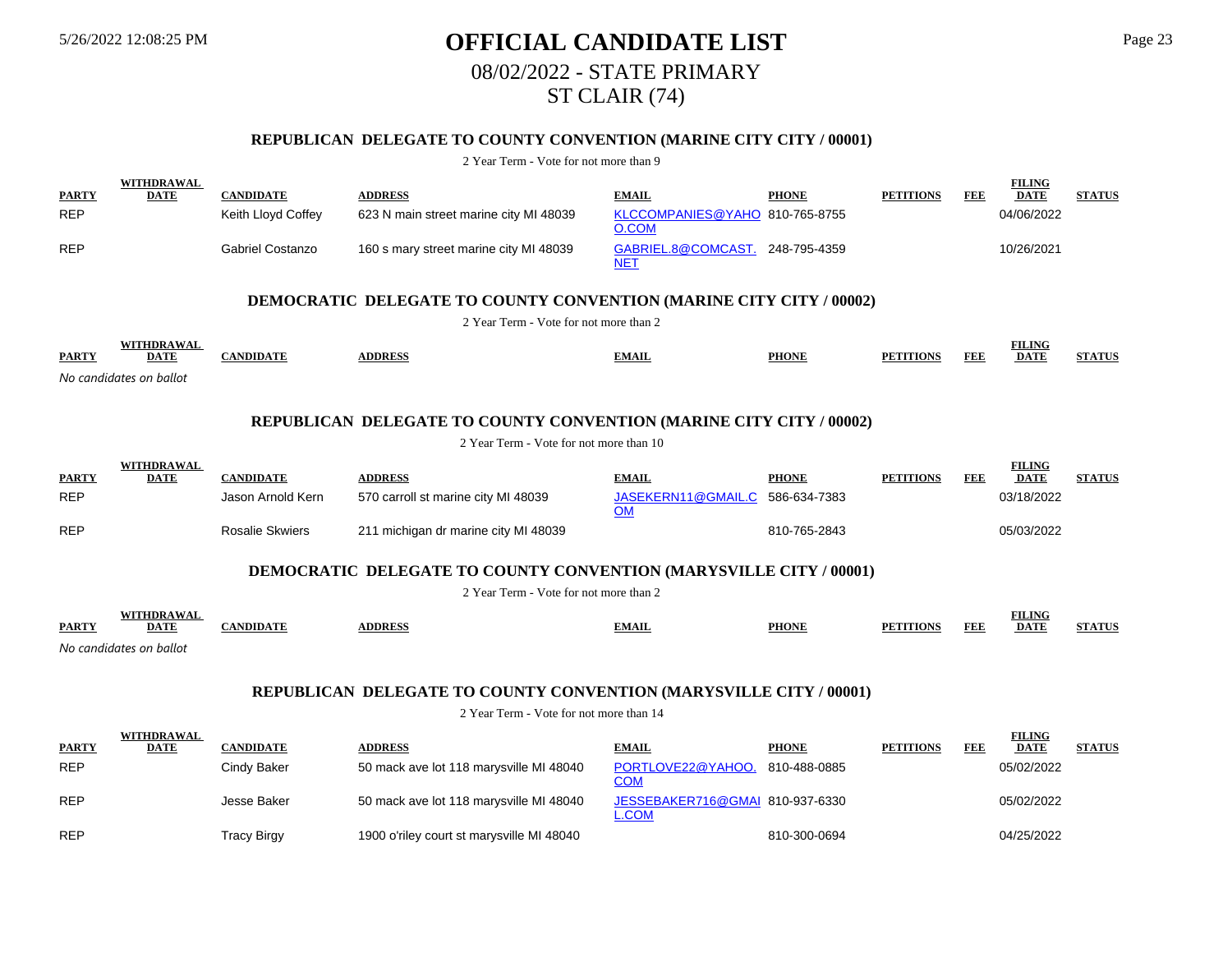# OFFICIAL CANDIDATE LIST

## 08/02/2022 - STATE PRIMARY

## ST CLAIR (74)

### REPUBLICAN DELEGATE TO COUNTY CONVENTION (MARINE CITY CITY / 00001)

2 Year Term - Vote for not more than 9

| PARTY | WITHDRAWAL DATE | CANDIDATE | ADDRESS | EMAIL | PHONE | PETITIONS | FEE | FILING DATE | STATUS |
|---|---|---|---|---|---|---|---|---|---|
| REP | | Keith Lloyd Coffey | 623 N main street marine city MI 48039 | KLCCOMPANIES@YAHOO.COM | 810-765-8755 | | | 04/06/2022 | |
| REP | | Gabriel Costanzo | 160 s mary street marine city MI 48039 | GABRIEL.8@COMCAST.NET | 248-795-4359 | | | 10/26/2021 | |

### DEMOCRATIC DELEGATE TO COUNTY CONVENTION (MARINE CITY CITY / 00002)

2 Year Term - Vote for not more than 2

| PARTY | WITHDRAWAL DATE | CANDIDATE | ADDRESS | EMAIL | PHONE | PETITIONS | FEE | FILING DATE | STATUS |
|---|---|---|---|---|---|---|---|---|---|

*No candidates on ballot*

### REPUBLICAN DELEGATE TO COUNTY CONVENTION (MARINE CITY CITY / 00002)

2 Year Term - Vote for not more than 10

| PARTY | WITHDRAWAL DATE | CANDIDATE | ADDRESS | EMAIL | PHONE | PETITIONS | FEE | FILING DATE | STATUS |
|---|---|---|---|---|---|---|---|---|---|
| REP | | Jason Arnold Kern | 570 carroll st marine city MI 48039 | JASEKERN11@GMAIL.COM | 586-634-7383 | | | 03/18/2022 | |
| REP | | Rosalie Skwiers | 211 michigan dr marine city MI 48039 | | 810-765-2843 | | | 05/03/2022 | |

### DEMOCRATIC DELEGATE TO COUNTY CONVENTION (MARYSVILLE CITY / 00001)

2 Year Term - Vote for not more than 2

| PARTY | WITHDRAWAL DATE | CANDIDATE | ADDRESS | EMAIL | PHONE | PETITIONS | FEE | FILING DATE | STATUS |
|---|---|---|---|---|---|---|---|---|---|

*No candidates on ballot*

### REPUBLICAN DELEGATE TO COUNTY CONVENTION (MARYSVILLE CITY / 00001)

2 Year Term - Vote for not more than 14

| PARTY | WITHDRAWAL DATE | CANDIDATE | ADDRESS | EMAIL | PHONE | PETITIONS | FEE | FILING DATE | STATUS |
|---|---|---|---|---|---|---|---|---|---|
| REP | | Cindy Baker | 50 mack ave lot 118 marysville MI 48040 | PORTLOVE22@YAHOO.COM | 810-488-0885 | | | 05/02/2022 | |
| REP | | Jesse Baker | 50 mack ave lot 118 marysville MI 48040 | JESSEBAKER716@GMAIL.COM | 810-937-6330 | | | 05/02/2022 | |
| REP | | Tracy Birgy | 1900 o'riley court st marysville MI 48040 | | 810-300-0694 | | | 04/25/2022 | |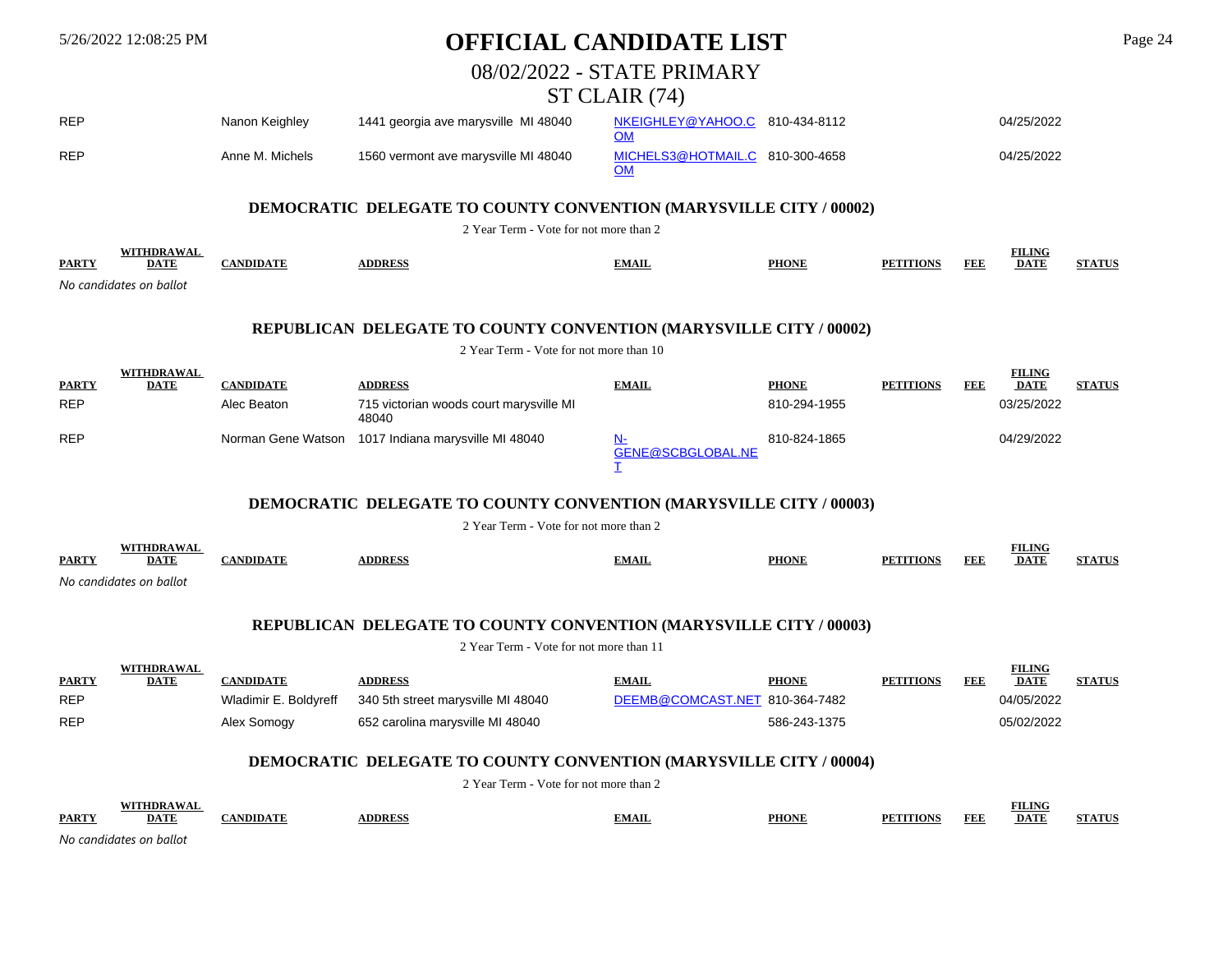# OFFICIAL CANDIDATE LIST

## 08/02/2022 - STATE PRIMARY

## ST CLAIR (74)

| PARTY | WITHDRAWAL DATE | CANDIDATE | ADDRESS | EMAIL | PHONE | PETITIONS | FEE | FILING DATE | STATUS |
|---|---|---|---|---|---|---|---|---|---|
| REP | | Nanon Keighley | 1441 georgia ave marysville MI 48040 | NKEIGHLEY@YAHOO.COM | 810-434-8112 | | | 04/25/2022 | |
| REP | | Anne M. Michels | 1560 vermont ave marysville MI 48040 | MICHELS3@HOTMAIL.COM | 810-300-4658 | | | 04/25/2022 | |

### DEMOCRATIC DELEGATE TO COUNTY CONVENTION (MARYSVILLE CITY / 00002)

2 Year Term - Vote for not more than 2

| PARTY | WITHDRAWAL DATE | CANDIDATE | ADDRESS | EMAIL | PHONE | PETITIONS | FEE | FILING DATE | STATUS |
|---|---|---|---|---|---|---|---|---|---|

*No candidates on ballot*

### REPUBLICAN DELEGATE TO COUNTY CONVENTION (MARYSVILLE CITY / 00002)

2 Year Term - Vote for not more than 10

| PARTY | WITHDRAWAL DATE | CANDIDATE | ADDRESS | EMAIL | PHONE | PETITIONS | FEE | FILING DATE | STATUS |
|---|---|---|---|---|---|---|---|---|---|
| REP | | Alec Beaton | 715 victorian woods court marysville MI 48040 | | 810-294-1955 | | | 03/25/2022 | |
| REP | | Norman Gene Watson | 1017 Indiana marysville MI 48040 | N-GENE@SCBGLOBAL.NET | 810-824-1865 | | | 04/29/2022 | |

### DEMOCRATIC DELEGATE TO COUNTY CONVENTION (MARYSVILLE CITY / 00003)

2 Year Term - Vote for not more than 2

| PARTY | WITHDRAWAL DATE | CANDIDATE | ADDRESS | EMAIL | PHONE | PETITIONS | FEE | FILING DATE | STATUS |
|---|---|---|---|---|---|---|---|---|---|

*No candidates on ballot*

### REPUBLICAN DELEGATE TO COUNTY CONVENTION (MARYSVILLE CITY / 00003)

2 Year Term - Vote for not more than 11

| PARTY | WITHDRAWAL DATE | CANDIDATE | ADDRESS | EMAIL | PHONE | PETITIONS | FEE | FILING DATE | STATUS |
|---|---|---|---|---|---|---|---|---|---|
| REP | | Wladimir E. Boldyreff | 340 5th street marysville MI 48040 | DEEMB@COMCAST.NET | 810-364-7482 | | | 04/05/2022 | |
| REP | | Alex Somogy | 652 carolina marysville MI 48040 | | 586-243-1375 | | | 05/02/2022 | |

### DEMOCRATIC DELEGATE TO COUNTY CONVENTION (MARYSVILLE CITY / 00004)

2 Year Term - Vote for not more than 2

| PARTY | WITHDRAWAL DATE | CANDIDATE | ADDRESS | EMAIL | PHONE | PETITIONS | FEE | FILING DATE | STATUS |
|---|---|---|---|---|---|---|---|---|---|

*No candidates on ballot*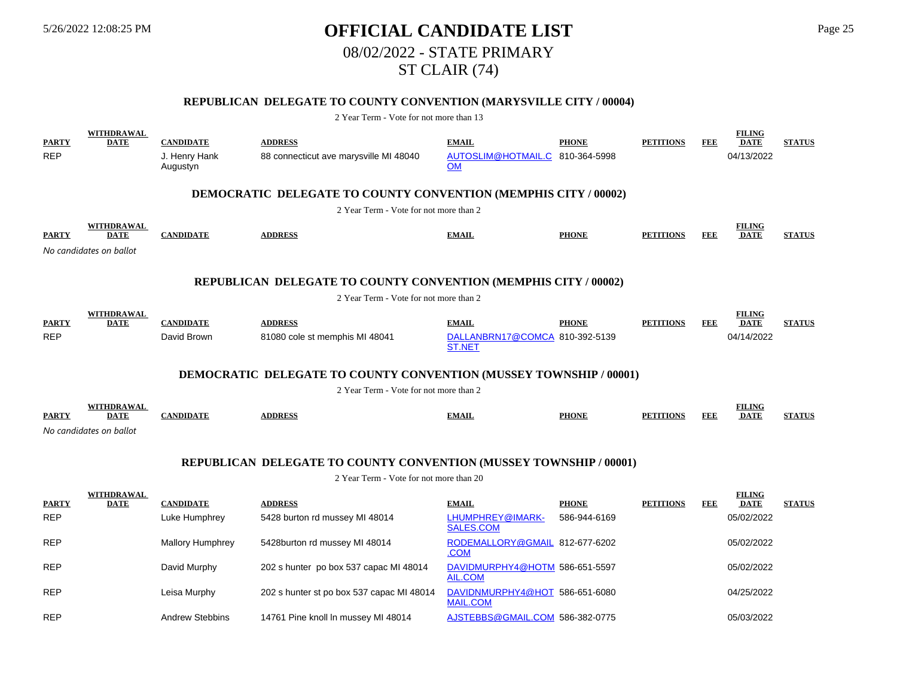# OFFICIAL CANDIDATE LIST

## 08/02/2022 - STATE PRIMARY

## ST CLAIR (74)

### REPUBLICAN DELEGATE TO COUNTY CONVENTION (MARYSVILLE CITY / 00004)

2 Year Term - Vote for not more than 13

| PARTY | WITHDRAWAL DATE | CANDIDATE | ADDRESS | EMAIL | PHONE | PETITIONS | FEE | FILING DATE | STATUS |
|---|---|---|---|---|---|---|---|---|---|
| REP | | J. Henry Hank Augustyn | 88 connecticut ave marysville MI 48040 | AUTOSLIM@HOTMAIL.COM | 810-364-5998 | | | 04/13/2022 | |

### DEMOCRATIC DELEGATE TO COUNTY CONVENTION (MEMPHIS CITY / 00002)

2 Year Term - Vote for not more than 2

| PARTY | WITHDRAWAL DATE | CANDIDATE | ADDRESS | EMAIL | PHONE | PETITIONS | FEE | FILING DATE | STATUS |
|---|---|---|---|---|---|---|---|---|---|

*No candidates on ballot*

### REPUBLICAN DELEGATE TO COUNTY CONVENTION (MEMPHIS CITY / 00002)

2 Year Term - Vote for not more than 2

| PARTY | WITHDRAWAL DATE | CANDIDATE | ADDRESS | EMAIL | PHONE | PETITIONS | FEE | FILING DATE | STATUS |
|---|---|---|---|---|---|---|---|---|---|
| REP | | David Brown | 81080 cole st memphis MI 48041 | DALLANBRN17@COMCAST.NET | 810-392-5139 | | | 04/14/2022 | |

### DEMOCRATIC DELEGATE TO COUNTY CONVENTION (MUSSEY TOWNSHIP / 00001)

2 Year Term - Vote for not more than 2

| PARTY | WITHDRAWAL DATE | CANDIDATE | ADDRESS | EMAIL | PHONE | PETITIONS | FEE | FILING DATE | STATUS |
|---|---|---|---|---|---|---|---|---|---|

*No candidates on ballot*

### REPUBLICAN DELEGATE TO COUNTY CONVENTION (MUSSEY TOWNSHIP / 00001)

2 Year Term - Vote for not more than 20

| PARTY | WITHDRAWAL DATE | CANDIDATE | ADDRESS | EMAIL | PHONE | PETITIONS | FEE | FILING DATE | STATUS |
|---|---|---|---|---|---|---|---|---|---|
| REP | | Luke Humphrey | 5428 burton rd mussey MI 48014 | LHUMPHREY@IMARK-SALES.COM | 586-944-6169 | | | 05/02/2022 | |
| REP | | Mallory Humphrey | 5428burton rd mussey MI 48014 | RODEMALLORY@GMAIL.COM | 812-677-6202 | | | 05/02/2022 | |
| REP | | David Murphy | 202 s hunter po box 537 capac MI 48014 | DAVIDMURPHY4@HOTMAIL.COM | 586-651-5597 | | | 05/02/2022 | |
| REP | | Leisa Murphy | 202 s hunter st po box 537 capac MI 48014 | DAVIDNMURPHY4@HOTMAIL.COM | 586-651-6080 | | | 04/25/2022 | |
| REP | | Andrew Stebbins | 14761 Pine knoll ln mussey MI 48014 | AJSTEBBS@GMAIL.COM | 586-382-0775 | | | 05/03/2022 | |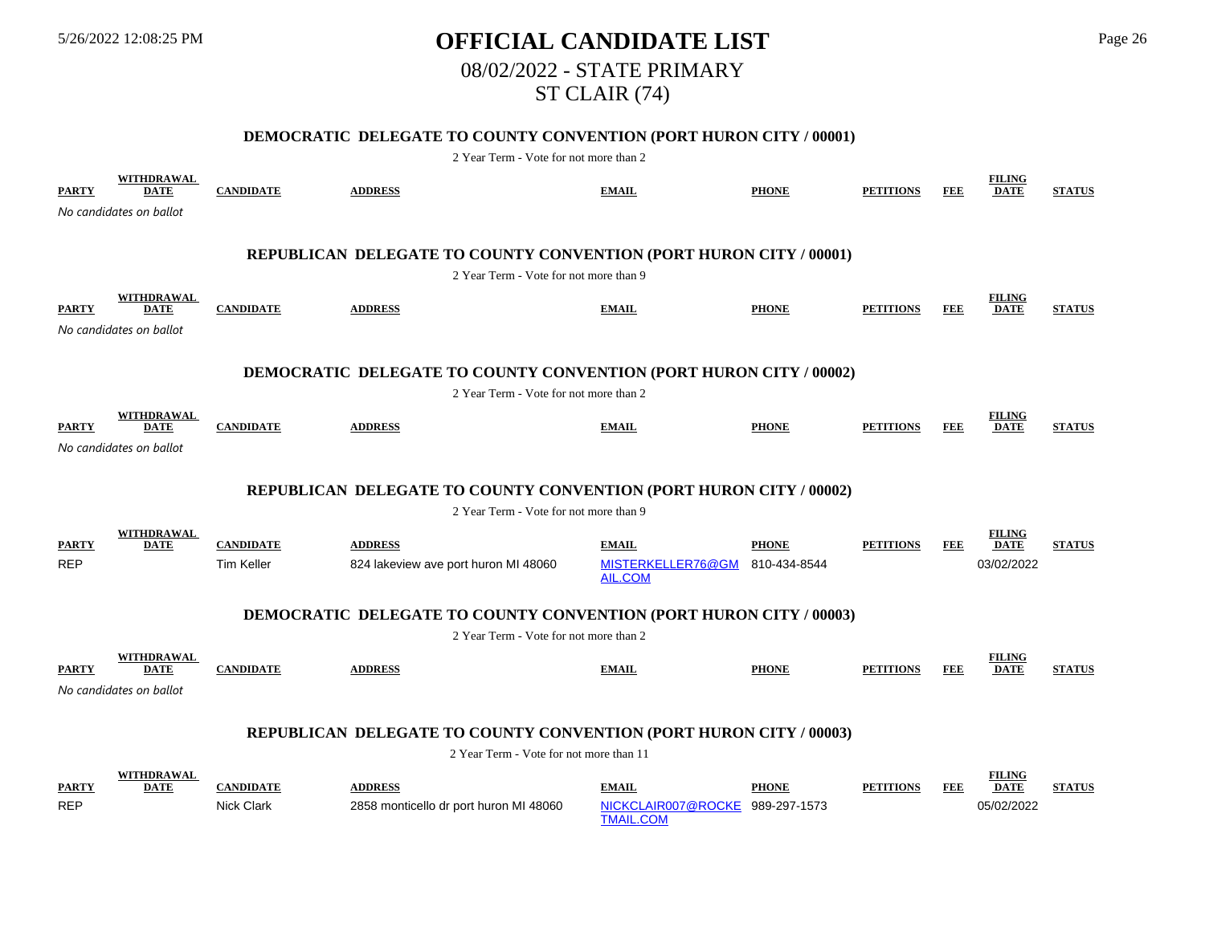# OFFICIAL CANDIDATE LIST

## 08/02/2022 - STATE PRIMARY

## ST CLAIR (74)

### DEMOCRATIC DELEGATE TO COUNTY CONVENTION (PORT HURON CITY / 00001)

2 Year Term - Vote for not more than 2

| PARTY | WITHDRAWAL DATE | CANDIDATE | ADDRESS | EMAIL | PHONE | PETITIONS | FEE | FILING DATE | STATUS |
|---|---|---|---|---|---|---|---|---|---|

*No candidates on ballot*

### REPUBLICAN DELEGATE TO COUNTY CONVENTION (PORT HURON CITY / 00001)

2 Year Term - Vote for not more than 9

| PARTY | WITHDRAWAL DATE | CANDIDATE | ADDRESS | EMAIL | PHONE | PETITIONS | FEE | FILING DATE | STATUS |
|---|---|---|---|---|---|---|---|---|---|

*No candidates on ballot*

### DEMOCRATIC DELEGATE TO COUNTY CONVENTION (PORT HURON CITY / 00002)

2 Year Term - Vote for not more than 2

| PARTY | WITHDRAWAL DATE | CANDIDATE | ADDRESS | EMAIL | PHONE | PETITIONS | FEE | FILING DATE | STATUS |
|---|---|---|---|---|---|---|---|---|---|

*No candidates on ballot*

### REPUBLICAN DELEGATE TO COUNTY CONVENTION (PORT HURON CITY / 00002)

2 Year Term - Vote for not more than 9

| PARTY | WITHDRAWAL DATE | CANDIDATE | ADDRESS | EMAIL | PHONE | PETITIONS | FEE | FILING DATE | STATUS |
|---|---|---|---|---|---|---|---|---|---|
| REP | | Tim Keller | 824 lakeview ave port huron MI 48060 | MISTERKELLER76@GMAIL.COM | 810-434-8544 | | | 03/02/2022 | |

### DEMOCRATIC DELEGATE TO COUNTY CONVENTION (PORT HURON CITY / 00003)

2 Year Term - Vote for not more than 2

| PARTY | WITHDRAWAL DATE | CANDIDATE | ADDRESS | EMAIL | PHONE | PETITIONS | FEE | FILING DATE | STATUS |
|---|---|---|---|---|---|---|---|---|---|

*No candidates on ballot*

### REPUBLICAN DELEGATE TO COUNTY CONVENTION (PORT HURON CITY / 00003)

2 Year Term - Vote for not more than 11

| PARTY | WITHDRAWAL DATE | CANDIDATE | ADDRESS | EMAIL | PHONE | PETITIONS | FEE | FILING DATE | STATUS |
|---|---|---|---|---|---|---|---|---|---|
| REP | | Nick Clark | 2858 monticello dr port huron MI 48060 | NICKCLAIR007@ROCKETMAIL.COM | 989-297-1573 | | | 05/02/2022 | |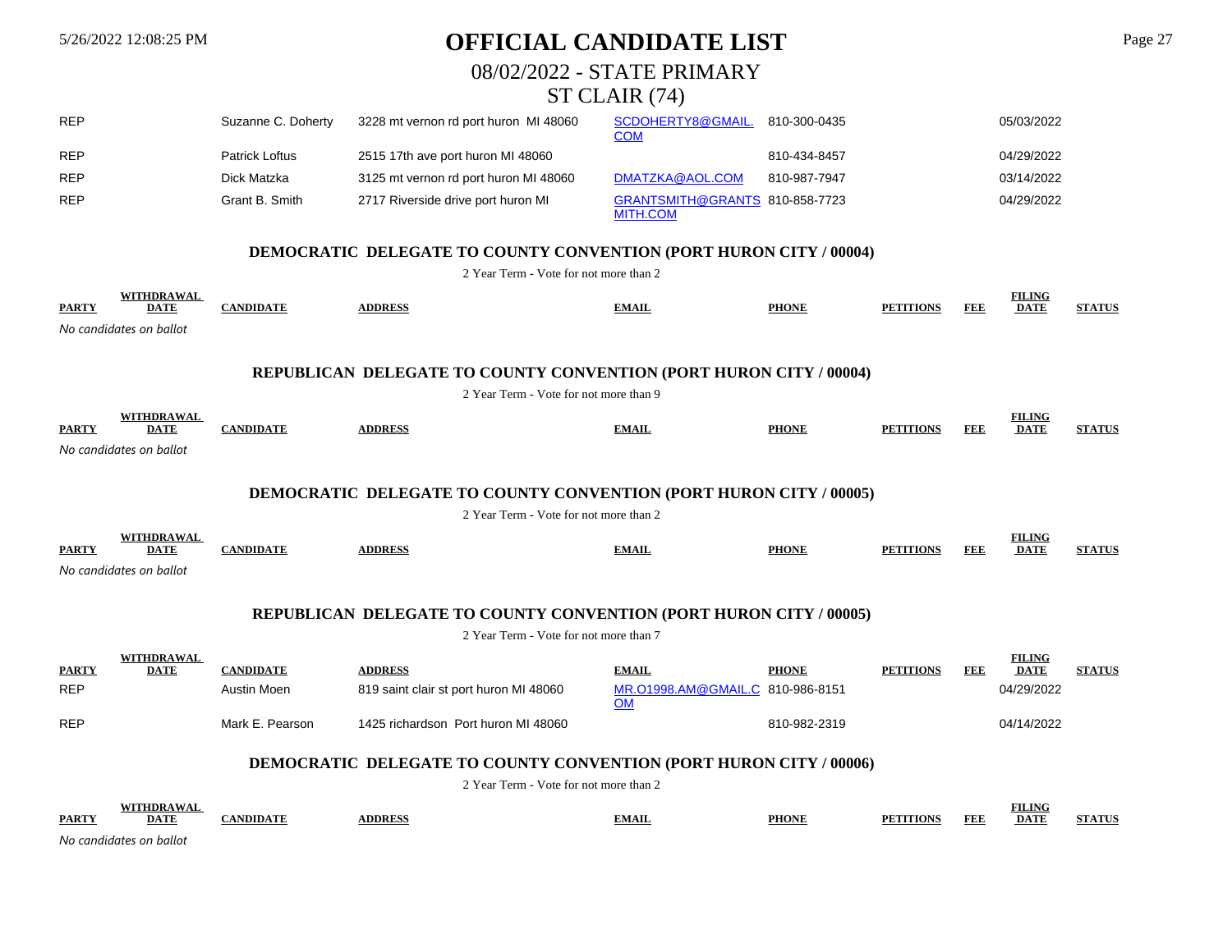# OFFICIAL CANDIDATE LIST

## 08/02/2022 - STATE PRIMARY

## ST CLAIR (74)

| PARTY | WITHDRAWAL DATE | CANDIDATE | ADDRESS | EMAIL | PHONE | PETITIONS | FEE | FILING DATE | STATUS |
|---|---|---|---|---|---|---|---|---|---|
| REP | | Suzanne C. Doherty | 3228 mt vernon rd port huron MI 48060 | SCDOHERTY8@GMAIL.COM | 810-300-0435 | | | 05/03/2022 | |
| REP | | Patrick Loftus | 2515 17th ave port huron MI 48060 | | 810-434-8457 | | | 04/29/2022 | |
| REP | | Dick Matzka | 3125 mt vernon rd port huron MI 48060 | DMATZKA@AOL.COM | 810-987-7947 | | | 03/14/2022 | |
| REP | | Grant B. Smith | 2717 Riverside drive port huron MI | GRANTSMITH@GRANTSMITH.COM | 810-858-7723 | | | 04/29/2022 | |

### DEMOCRATIC DELEGATE TO COUNTY CONVENTION (PORT HURON CITY / 00004)

2 Year Term - Vote for not more than 2

| PARTY | WITHDRAWAL DATE | CANDIDATE | ADDRESS | EMAIL | PHONE | PETITIONS | FEE | FILING DATE | STATUS |
|---|---|---|---|---|---|---|---|---|---|

*No candidates on ballot*

### REPUBLICAN DELEGATE TO COUNTY CONVENTION (PORT HURON CITY / 00004)

2 Year Term - Vote for not more than 9

| PARTY | WITHDRAWAL DATE | CANDIDATE | ADDRESS | EMAIL | PHONE | PETITIONS | FEE | FILING DATE | STATUS |
|---|---|---|---|---|---|---|---|---|---|

*No candidates on ballot*

### DEMOCRATIC DELEGATE TO COUNTY CONVENTION (PORT HURON CITY / 00005)

2 Year Term - Vote for not more than 2

| PARTY | WITHDRAWAL DATE | CANDIDATE | ADDRESS | EMAIL | PHONE | PETITIONS | FEE | FILING DATE | STATUS |
|---|---|---|---|---|---|---|---|---|---|

*No candidates on ballot*

### REPUBLICAN DELEGATE TO COUNTY CONVENTION (PORT HURON CITY / 00005)

2 Year Term - Vote for not more than 7

| PARTY | WITHDRAWAL DATE | CANDIDATE | ADDRESS | EMAIL | PHONE | PETITIONS | FEE | FILING DATE | STATUS |
|---|---|---|---|---|---|---|---|---|---|
| REP | | Austin Moen | 819 saint clair st port huron MI 48060 | MR.O1998.AM@GMAIL.COM | 810-986-8151 | | | 04/29/2022 | |
| REP | | Mark E. Pearson | 1425 richardson Port huron MI 48060 | | 810-982-2319 | | | 04/14/2022 | |

### DEMOCRATIC DELEGATE TO COUNTY CONVENTION (PORT HURON CITY / 00006)

2 Year Term - Vote for not more than 2

| PARTY | WITHDRAWAL DATE | CANDIDATE | ADDRESS | EMAIL | PHONE | PETITIONS | FEE | FILING DATE | STATUS |
|---|---|---|---|---|---|---|---|---|---|

*No candidates on ballot*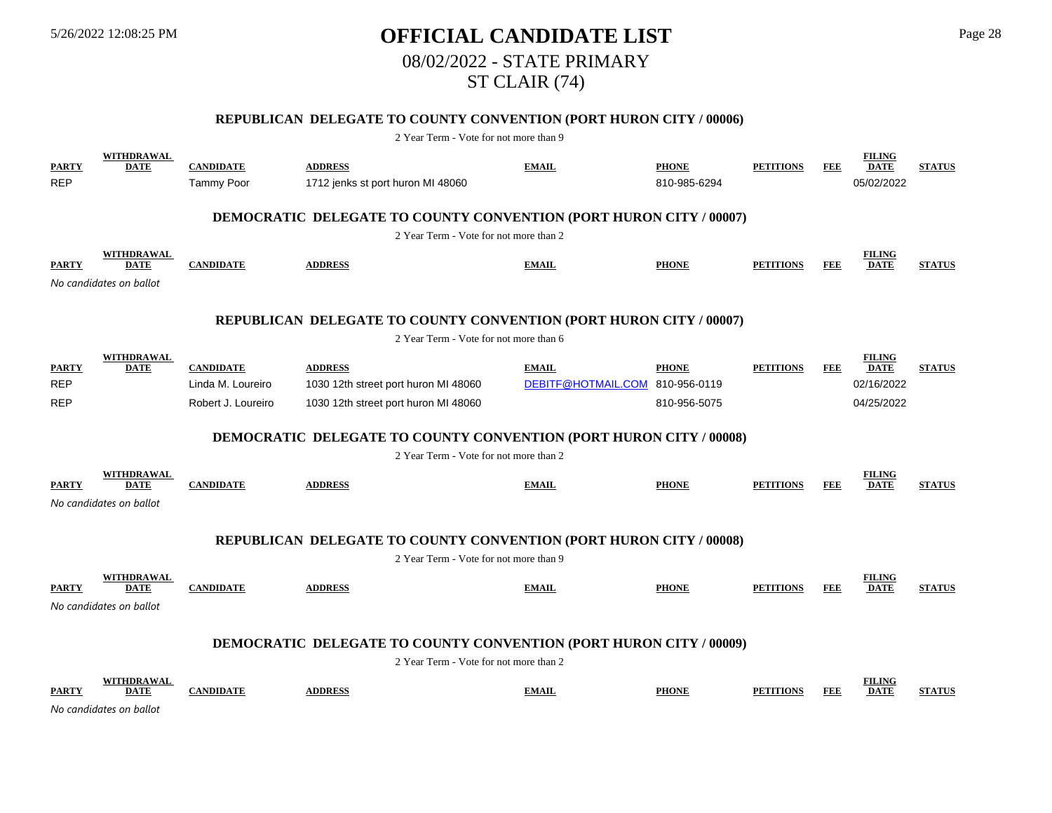# OFFICIAL CANDIDATE LIST

## 08/02/2022 - STATE PRIMARY

## ST CLAIR (74)

### REPUBLICAN DELEGATE TO COUNTY CONVENTION (PORT HURON CITY / 00006)

2 Year Term - Vote for not more than 9

| PARTY | WITHDRAWAL DATE | CANDIDATE | ADDRESS | EMAIL | PHONE | PETITIONS | FEE | FILING DATE | STATUS |
|---|---|---|---|---|---|---|---|---|---|
| REP | | Tammy Poor | 1712 jenks st port huron MI 48060 | | 810-985-6294 | | | 05/02/2022 | |

### DEMOCRATIC DELEGATE TO COUNTY CONVENTION (PORT HURON CITY / 00007)

2 Year Term - Vote for not more than 2

| PARTY | WITHDRAWAL DATE | CANDIDATE | ADDRESS | EMAIL | PHONE | PETITIONS | FEE | FILING DATE | STATUS |
|---|---|---|---|---|---|---|---|---|---|

*No candidates on ballot*

### REPUBLICAN DELEGATE TO COUNTY CONVENTION (PORT HURON CITY / 00007)

2 Year Term - Vote for not more than 6

| PARTY | WITHDRAWAL DATE | CANDIDATE | ADDRESS | EMAIL | PHONE | PETITIONS | FEE | FILING DATE | STATUS |
|---|---|---|---|---|---|---|---|---|---|
| REP | | Linda M. Loureiro | 1030 12th street port huron MI 48060 | DEBITF@HOTMAIL.COM | 810-956-0119 | | | 02/16/2022 | |
| REP | | Robert J. Loureiro | 1030 12th street port huron MI 48060 | | 810-956-5075 | | | 04/25/2022 | |

### DEMOCRATIC DELEGATE TO COUNTY CONVENTION (PORT HURON CITY / 00008)

2 Year Term - Vote for not more than 2

| PARTY | WITHDRAWAL DATE | CANDIDATE | ADDRESS | EMAIL | PHONE | PETITIONS | FEE | FILING DATE | STATUS |
|---|---|---|---|---|---|---|---|---|---|

*No candidates on ballot*

### REPUBLICAN DELEGATE TO COUNTY CONVENTION (PORT HURON CITY / 00008)

2 Year Term - Vote for not more than 9

| PARTY | WITHDRAWAL DATE | CANDIDATE | ADDRESS | EMAIL | PHONE | PETITIONS | FEE | FILING DATE | STATUS |
|---|---|---|---|---|---|---|---|---|---|

*No candidates on ballot*

### DEMOCRATIC DELEGATE TO COUNTY CONVENTION (PORT HURON CITY / 00009)

2 Year Term - Vote for not more than 2

| PARTY | WITHDRAWAL DATE | CANDIDATE | ADDRESS | EMAIL | PHONE | PETITIONS | FEE | FILING DATE | STATUS |
|---|---|---|---|---|---|---|---|---|---|

*No candidates on ballot*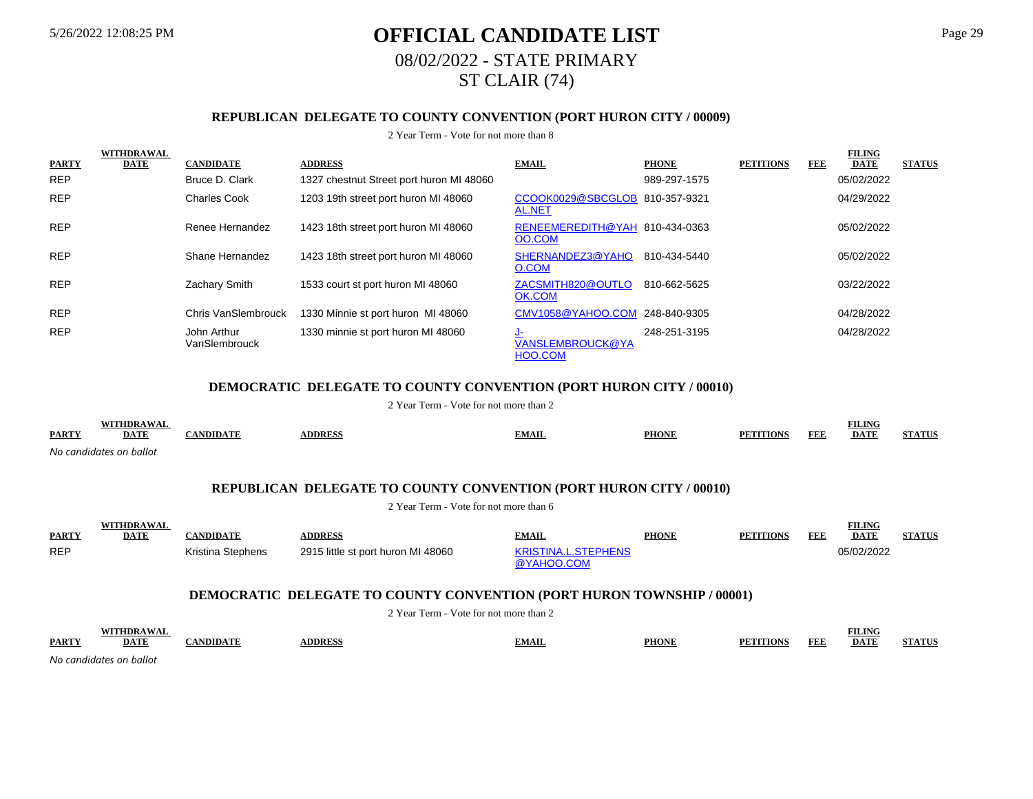# OFFICIAL CANDIDATE LIST

## 08/02/2022 - STATE PRIMARY

## ST CLAIR (74)

### REPUBLICAN DELEGATE TO COUNTY CONVENTION (PORT HURON CITY / 00009)

2 Year Term - Vote for not more than 8

| PARTY | WITHDRAWAL DATE | CANDIDATE | ADDRESS | EMAIL | PHONE | PETITIONS | FEE | FILING DATE | STATUS |
|---|---|---|---|---|---|---|---|---|---|
| REP | | Bruce D. Clark | 1327 chestnut Street port huron MI 48060 | | 989-297-1575 | | | 05/02/2022 | |
| REP | | Charles Cook | 1203 19th street port huron MI 48060 | CCOOK0029@SBCGLOBAL.NET | 810-357-9321 | | | 04/29/2022 | |
| REP | | Renee Hernandez | 1423 18th street port huron MI 48060 | RENEEMEREDITH@YAHOO.COM | 810-434-0363 | | | 05/02/2022 | |
| REP | | Shane Hernandez | 1423 18th street port huron MI 48060 | SHERNANDEZ3@YAHOO.COM | 810-434-5440 | | | 05/02/2022 | |
| REP | | Zachary Smith | 1533 court st port huron MI 48060 | ZACSMITH820@OUTLOOK.COM | 810-662-5625 | | | 03/22/2022 | |
| REP | | Chris VanSlembrouck | 1330 Minnie st port huron MI 48060 | CMV1058@YAHOO.COM | 248-840-9305 | | | 04/28/2022 | |
| REP | | John Arthur VanSlembrouck | 1330 minnie st port huron MI 48060 | J-VANSLEMBROUCK@YAHOO.COM | 248-251-3195 | | | 04/28/2022 | |

### DEMOCRATIC DELEGATE TO COUNTY CONVENTION (PORT HURON CITY / 00010)

2 Year Term - Vote for not more than 2

| PARTY | WITHDRAWAL DATE | CANDIDATE | ADDRESS | EMAIL | PHONE | PETITIONS | FEE | FILING DATE | STATUS |
|---|---|---|---|---|---|---|---|---|---|

*No candidates on ballot*

### REPUBLICAN DELEGATE TO COUNTY CONVENTION (PORT HURON CITY / 00010)

2 Year Term - Vote for not more than 6

| PARTY | WITHDRAWAL DATE | CANDIDATE | ADDRESS | EMAIL | PHONE | PETITIONS | FEE | FILING DATE | STATUS |
|---|---|---|---|---|---|---|---|---|---|
| REP | | Kristina Stephens | 2915 little st port huron MI 48060 | KRISTINA.L.STEPHENS@YAHOO.COM | | | | 05/02/2022 | |

### DEMOCRATIC DELEGATE TO COUNTY CONVENTION (PORT HURON TOWNSHIP / 00001)

2 Year Term - Vote for not more than 2

| PARTY | WITHDRAWAL DATE | CANDIDATE | ADDRESS | EMAIL | PHONE | PETITIONS | FEE | FILING DATE | STATUS |
|---|---|---|---|---|---|---|---|---|---|

*No candidates on ballot*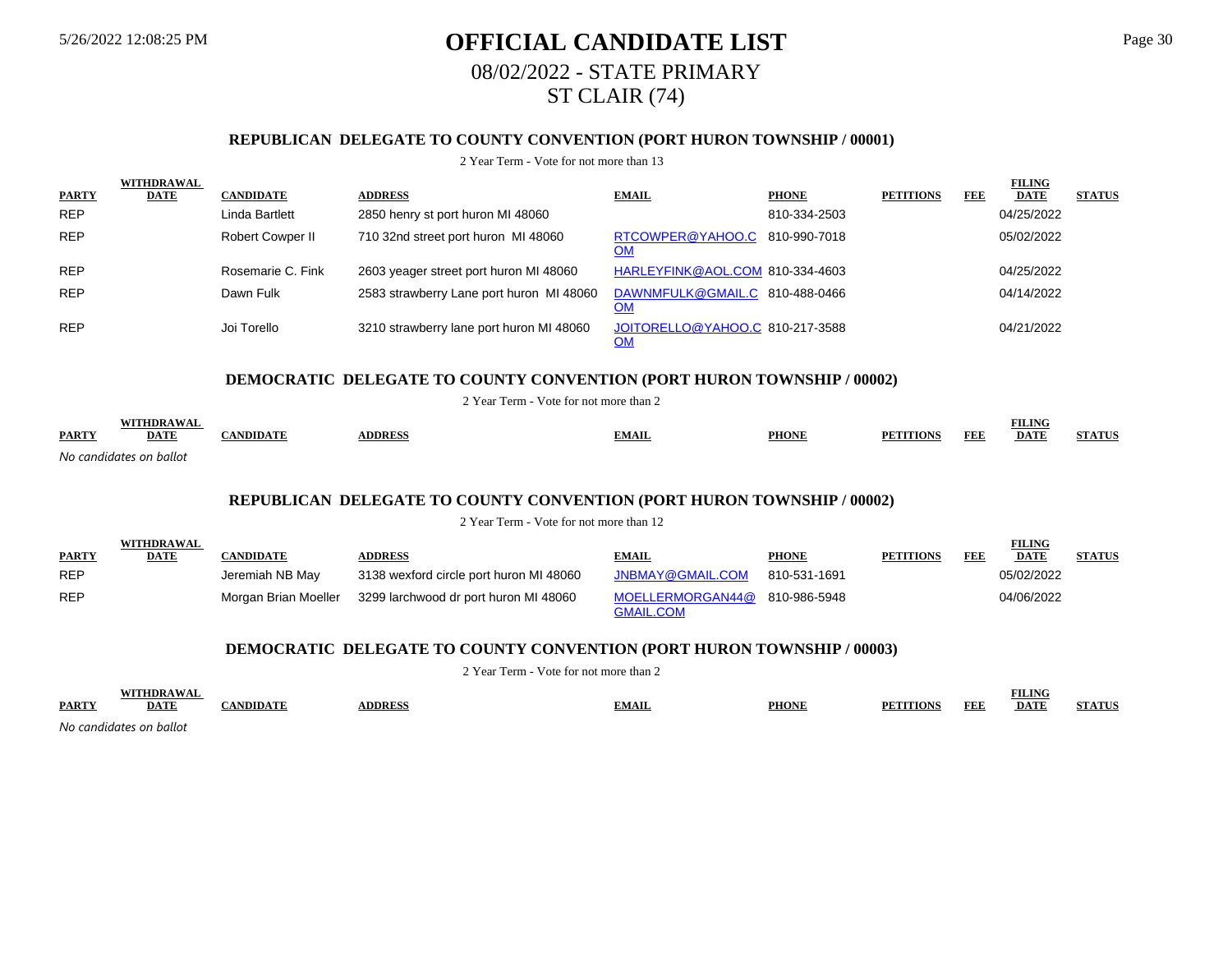# OFFICIAL CANDIDATE LIST

## 08/02/2022 - STATE PRIMARY

## ST CLAIR (74)

### REPUBLICAN DELEGATE TO COUNTY CONVENTION (PORT HURON TOWNSHIP / 00001)

2 Year Term - Vote for not more than 13

| PARTY | WITHDRAWAL DATE | CANDIDATE | ADDRESS | EMAIL | PHONE | PETITIONS | FEE | FILING DATE | STATUS |
|---|---|---|---|---|---|---|---|---|---|
| REP | | Linda Bartlett | 2850 henry st port huron MI 48060 | | 810-334-2503 | | | 04/25/2022 | |
| REP | | Robert Cowper II | 710 32nd street port huron MI 48060 | RTCOWPER@YAHOO.COM | 810-990-7018 | | | 05/02/2022 | |
| REP | | Rosemarie C. Fink | 2603 yeager street port huron MI 48060 | HARLEYFINK@AOL.COM | 810-334-4603 | | | 04/25/2022 | |
| REP | | Dawn Fulk | 2583 strawberry Lane port huron MI 48060 | DAWNMFULK@GMAIL.COM | 810-488-0466 | | | 04/14/2022 | |
| REP | | Joi Torello | 3210 strawberry lane port huron MI 48060 | JOITORELLO@YAHOO.COM | 810-217-3588 | | | 04/21/2022 | |

### DEMOCRATIC DELEGATE TO COUNTY CONVENTION (PORT HURON TOWNSHIP / 00002)

2 Year Term - Vote for not more than 2

| PARTY | WITHDRAWAL DATE | CANDIDATE | ADDRESS | EMAIL | PHONE | PETITIONS | FEE | FILING DATE | STATUS |
|---|---|---|---|---|---|---|---|---|---|

*No candidates on ballot*

### REPUBLICAN DELEGATE TO COUNTY CONVENTION (PORT HURON TOWNSHIP / 00002)

2 Year Term - Vote for not more than 12

| PARTY | WITHDRAWAL DATE | CANDIDATE | ADDRESS | EMAIL | PHONE | PETITIONS | FEE | FILING DATE | STATUS |
|---|---|---|---|---|---|---|---|---|---|
| REP | | Jeremiah NB May | 3138 wexford circle port huron MI 48060 | JNBMAY@GMAIL.COM | 810-531-1691 | | | 05/02/2022 | |
| REP | | Morgan Brian Moeller | 3299 larchwood dr port huron MI 48060 | MOELLERMORGAN44@GMAIL.COM | 810-986-5948 | | | 04/06/2022 | |

### DEMOCRATIC DELEGATE TO COUNTY CONVENTION (PORT HURON TOWNSHIP / 00003)

2 Year Term - Vote for not more than 2

| PARTY | WITHDRAWAL DATE | CANDIDATE | ADDRESS | EMAIL | PHONE | PETITIONS | FEE | FILING DATE | STATUS |
|---|---|---|---|---|---|---|---|---|---|

*No candidates on ballot*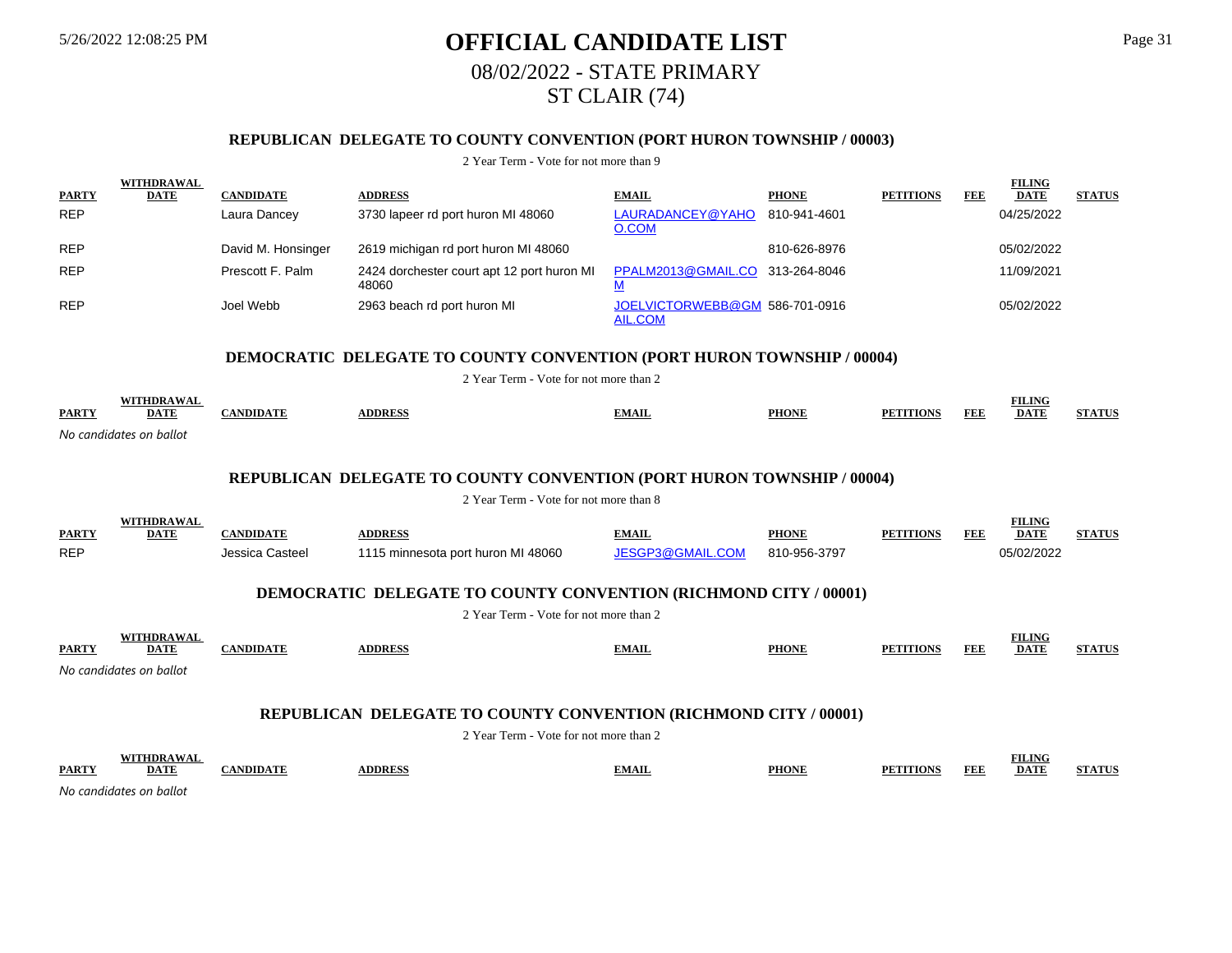# OFFICIAL CANDIDATE LIST

## 08/02/2022 - STATE PRIMARY

## ST CLAIR (74)

### REPUBLICAN DELEGATE TO COUNTY CONVENTION (PORT HURON TOWNSHIP / 00003)

2 Year Term - Vote for not more than 9

| PARTY | WITHDRAWAL DATE | CANDIDATE | ADDRESS | EMAIL | PHONE | PETITIONS | FEE | FILING DATE | STATUS |
|---|---|---|---|---|---|---|---|---|---|
| REP | | Laura Dancey | 3730 lapeer rd port huron MI 48060 | LAURADANCEY@YAHOO.COM | 810-941-4601 | | | 04/25/2022 | |
| REP | | David M. Honsinger | 2619 michigan rd port huron MI 48060 | | 810-626-8976 | | | 05/02/2022 | |
| REP | | Prescott F. Palm | 2424 dorchester court apt 12 port huron MI 48060 | PPALM2013@GMAIL.COM | 313-264-8046 | | | 11/09/2021 | |
| REP | | Joel Webb | 2963 beach rd port huron MI | JOELVICTORWEBB@GMAIL.COM | 586-701-0916 | | | 05/02/2022 | |

### DEMOCRATIC DELEGATE TO COUNTY CONVENTION (PORT HURON TOWNSHIP / 00004)

2 Year Term - Vote for not more than 2

| PARTY | WITHDRAWAL DATE | CANDIDATE | ADDRESS | EMAIL | PHONE | PETITIONS | FEE | FILING DATE | STATUS |
|---|---|---|---|---|---|---|---|---|---|

*No candidates on ballot*

### REPUBLICAN DELEGATE TO COUNTY CONVENTION (PORT HURON TOWNSHIP / 00004)

2 Year Term - Vote for not more than 8

| PARTY | WITHDRAWAL DATE | CANDIDATE | ADDRESS | EMAIL | PHONE | PETITIONS | FEE | FILING DATE | STATUS |
|---|---|---|---|---|---|---|---|---|---|
| REP | | Jessica Casteel | 1115 minnesota port huron MI 48060 | JESGP3@GMAIL.COM | 810-956-3797 | | | 05/02/2022 | |

### DEMOCRATIC DELEGATE TO COUNTY CONVENTION (RICHMOND CITY / 00001)

2 Year Term - Vote for not more than 2

| PARTY | WITHDRAWAL DATE | CANDIDATE | ADDRESS | EMAIL | PHONE | PETITIONS | FEE | FILING DATE | STATUS |
|---|---|---|---|---|---|---|---|---|---|

*No candidates on ballot*

### REPUBLICAN DELEGATE TO COUNTY CONVENTION (RICHMOND CITY / 00001)

2 Year Term - Vote for not more than 2

| PARTY | WITHDRAWAL DATE | CANDIDATE | ADDRESS | EMAIL | PHONE | PETITIONS | FEE | FILING DATE | STATUS |
|---|---|---|---|---|---|---|---|---|---|

*No candidates on ballot*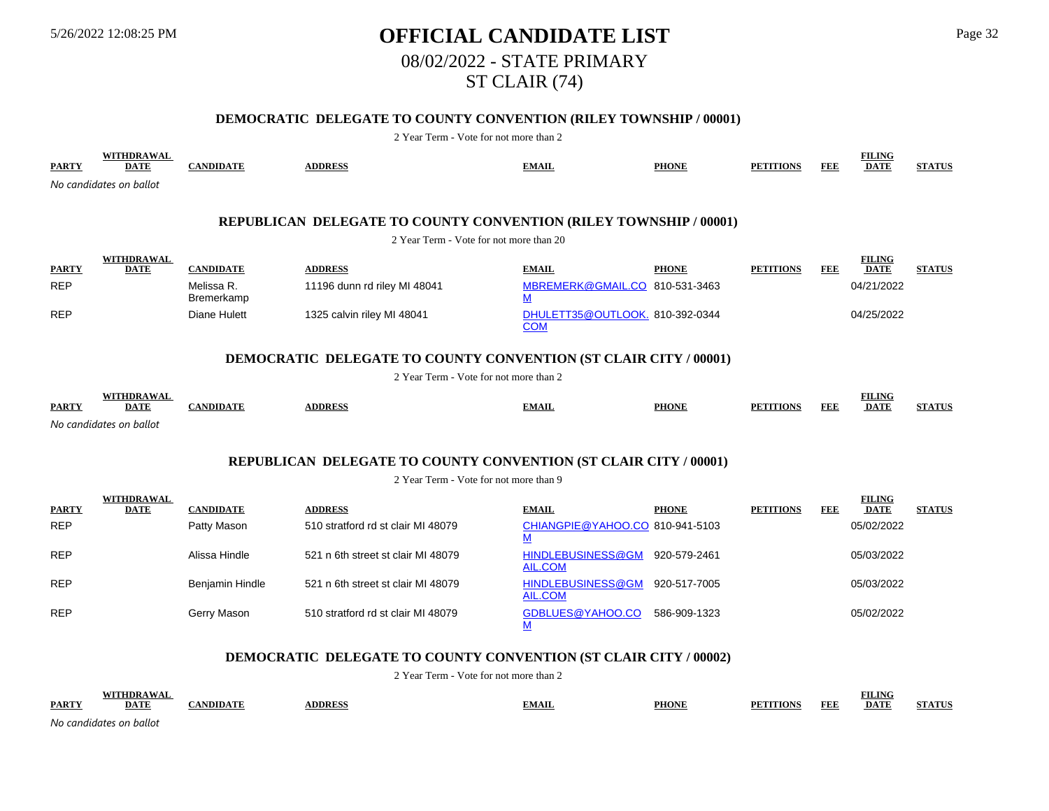# OFFICIAL CANDIDATE LIST

## 08/02/2022 - STATE PRIMARY

## ST CLAIR (74)

### DEMOCRATIC DELEGATE TO COUNTY CONVENTION (RILEY TOWNSHIP / 00001)

2 Year Term - Vote for not more than 2

| PARTY | WITHDRAWAL DATE | CANDIDATE | ADDRESS | EMAIL | PHONE | PETITIONS | FEE | FILING DATE | STATUS |
|---|---|---|---|---|---|---|---|---|---|

*No candidates on ballot*

### REPUBLICAN DELEGATE TO COUNTY CONVENTION (RILEY TOWNSHIP / 00001)

2 Year Term - Vote for not more than 20

| PARTY | WITHDRAWAL DATE | CANDIDATE | ADDRESS | EMAIL | PHONE | PETITIONS | FEE | FILING DATE | STATUS |
|---|---|---|---|---|---|---|---|---|---|
| REP | | Melissa R. Bremerkamp | 11196 dunn rd riley MI 48041 | MBREMERK@GMAIL.COM | 810-531-3463 | | | 04/21/2022 | |
| REP | | Diane Hulett | 1325 calvin riley MI 48041 | DHULETT35@OUTLOOK.COM | 810-392-0344 | | | 04/25/2022 | |

### DEMOCRATIC DELEGATE TO COUNTY CONVENTION (ST CLAIR CITY / 00001)

2 Year Term - Vote for not more than 2

| PARTY | WITHDRAWAL DATE | CANDIDATE | ADDRESS | EMAIL | PHONE | PETITIONS | FEE | FILING DATE | STATUS |
|---|---|---|---|---|---|---|---|---|---|

*No candidates on ballot*

### REPUBLICAN DELEGATE TO COUNTY CONVENTION (ST CLAIR CITY / 00001)

2 Year Term - Vote for not more than 9

| PARTY | WITHDRAWAL DATE | CANDIDATE | ADDRESS | EMAIL | PHONE | PETITIONS | FEE | FILING DATE | STATUS |
|---|---|---|---|---|---|---|---|---|---|
| REP | | Patty Mason | 510 stratford rd st clair MI 48079 | CHIANGPIE@YAHOO.COM | 810-941-5103 | | | 05/02/2022 | |
| REP | | Alissa Hindle | 521 n 6th street st clair MI 48079 | HINDLEBUSINESS@GMAIL.COM | 920-579-2461 | | | 05/03/2022 | |
| REP | | Benjamin Hindle | 521 n 6th street st clair MI 48079 | HINDLEBUSINESS@GMAIL.COM | 920-517-7005 | | | 05/03/2022 | |
| REP | | Gerry Mason | 510 stratford rd st clair MI 48079 | GDBLUES@YAHOO.COM | 586-909-1323 | | | 05/02/2022 | |

### DEMOCRATIC DELEGATE TO COUNTY CONVENTION (ST CLAIR CITY / 00002)

2 Year Term - Vote for not more than 2

| PARTY | WITHDRAWAL DATE | CANDIDATE | ADDRESS | EMAIL | PHONE | PETITIONS | FEE | FILING DATE | STATUS |
|---|---|---|---|---|---|---|---|---|---|

*No candidates on ballot*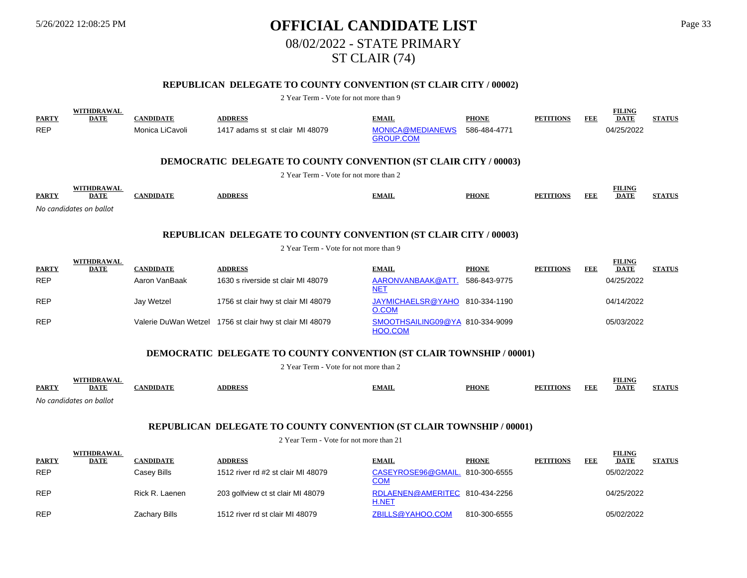# OFFICIAL CANDIDATE LIST

## 08/02/2022 - STATE PRIMARY

## ST CLAIR (74)

### REPUBLICAN DELEGATE TO COUNTY CONVENTION (ST CLAIR CITY / 00002)

2 Year Term - Vote for not more than 9

| PARTY | WITHDRAWAL DATE | CANDIDATE | ADDRESS | EMAIL | PHONE | PETITIONS | FEE | FILING DATE | STATUS |
|---|---|---|---|---|---|---|---|---|---|
| REP | | Monica LiCavoli | 1417 adams st st clair MI 48079 | MONICA@MEDIANEWSGROUP.COM | 586-484-4771 | | | 04/25/2022 | |

### DEMOCRATIC DELEGATE TO COUNTY CONVENTION (ST CLAIR CITY / 00003)

2 Year Term - Vote for not more than 2

| PARTY | WITHDRAWAL DATE | CANDIDATE | ADDRESS | EMAIL | PHONE | PETITIONS | FEE | FILING DATE | STATUS |
|---|---|---|---|---|---|---|---|---|---|

*No candidates on ballot*

### REPUBLICAN DELEGATE TO COUNTY CONVENTION (ST CLAIR CITY / 00003)

2 Year Term - Vote for not more than 9

| PARTY | WITHDRAWAL DATE | CANDIDATE | ADDRESS | EMAIL | PHONE | PETITIONS | FEE | FILING DATE | STATUS |
|---|---|---|---|---|---|---|---|---|---|
| REP | | Aaron VanBaak | 1630 s riverside st clair MI 48079 | AARONVANBAAK@ATT.NET | 586-843-9775 | | | 04/25/2022 | |
| REP | | Jay Wetzel | 1756 st clair hwy st clair MI 48079 | JAYMICHAELSR@YAHOO.COM | 810-334-1190 | | | 04/14/2022 | |
| REP | | Valerie DuWan Wetzel | 1756 st clair hwy st clair MI 48079 | SMOOTHSAILING09@YAHOO.COM | 810-334-9099 | | | 05/03/2022 | |

### DEMOCRATIC DELEGATE TO COUNTY CONVENTION (ST CLAIR TOWNSHIP / 00001)

2 Year Term - Vote for not more than 2

| PARTY | WITHDRAWAL DATE | CANDIDATE | ADDRESS | EMAIL | PHONE | PETITIONS | FEE | FILING DATE | STATUS |
|---|---|---|---|---|---|---|---|---|---|

*No candidates on ballot*

### REPUBLICAN DELEGATE TO COUNTY CONVENTION (ST CLAIR TOWNSHIP / 00001)

2 Year Term - Vote for not more than 21

| PARTY | WITHDRAWAL DATE | CANDIDATE | ADDRESS | EMAIL | PHONE | PETITIONS | FEE | FILING DATE | STATUS |
|---|---|---|---|---|---|---|---|---|---|
| REP | | Casey Bills | 1512 river rd #2 st clair MI 48079 | CASEYROSE96@GMAIL.COM | 810-300-6555 | | | 05/02/2022 | |
| REP | | Rick R. Laenen | 203 golfview ct st clair MI 48079 | RDLAENEN@AMERITECH.NET | 810-434-2256 | | | 04/25/2022 | |
| REP | | Zachary Bills | 1512 river rd st clair MI 48079 | ZBILLS@YAHOO.COM | 810-300-6555 | | | 05/02/2022 | |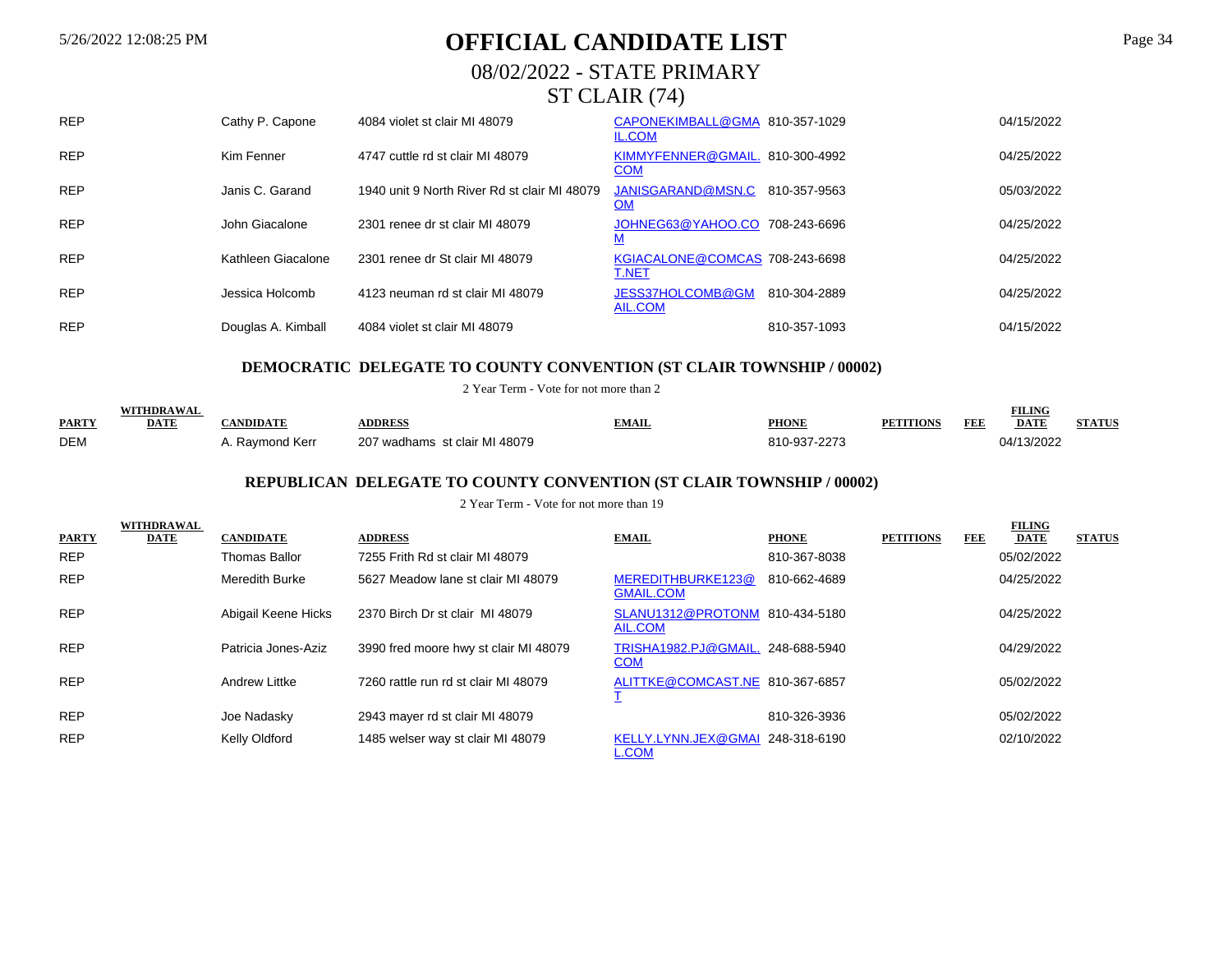# OFFICIAL CANDIDATE LIST

## 08/02/2022 - STATE PRIMARY

## ST CLAIR (74)

| PARTY | WITHDRAWAL DATE | CANDIDATE | ADDRESS | EMAIL | PHONE | PETITIONS | FEE | FILING DATE | STATUS |
|---|---|---|---|---|---|---|---|---|---|
| REP | | Cathy P. Capone | 4084 violet st clair MI 48079 | CAPONEKIMBALL@GMAIL.COM | 810-357-1029 | | | 04/15/2022 | |
| REP | | Kim Fenner | 4747 cuttle rd st clair MI 48079 | KIMMYFENNER@GMAIL.COM | 810-300-4992 | | | 04/25/2022 | |
| REP | | Janis C. Garand | 1940 unit 9 North River Rd st clair MI 48079 | JANISGARAND@MSN.COM | 810-357-9563 | | | 05/03/2022 | |
| REP | | John Giacalone | 2301 renee dr st clair MI 48079 | JOHNEG63@YAHOO.COM | 708-243-6696 | | | 04/25/2022 | |
| REP | | Kathleen Giacalone | 2301 renee dr St clair MI 48079 | KGIACALONE@COMCAST.NET | 708-243-6698 | | | 04/25/2022 | |
| REP | | Jessica Holcomb | 4123 neuman rd st clair MI 48079 | JESS37HOLCOMB@GMAIL.COM | 810-304-2889 | | | 04/25/2022 | |
| REP | | Douglas A. Kimball | 4084 violet st clair MI 48079 | | 810-357-1093 | | | 04/15/2022 | |

### DEMOCRATIC DELEGATE TO COUNTY CONVENTION (ST CLAIR TOWNSHIP / 00002)

2 Year Term - Vote for not more than 2

| PARTY | WITHDRAWAL DATE | CANDIDATE | ADDRESS | EMAIL | PHONE | PETITIONS | FEE | FILING DATE | STATUS |
|---|---|---|---|---|---|---|---|---|---|
| DEM | | A. Raymond Kerr | 207 wadhams st clair MI 48079 | | 810-937-2273 | | | 04/13/2022 | |

### REPUBLICAN DELEGATE TO COUNTY CONVENTION (ST CLAIR TOWNSHIP / 00002)

2 Year Term - Vote for not more than 19

| PARTY | WITHDRAWAL DATE | CANDIDATE | ADDRESS | EMAIL | PHONE | PETITIONS | FEE | FILING DATE | STATUS |
|---|---|---|---|---|---|---|---|---|---|
| REP | | Thomas Ballor | 7255 Frith Rd st clair MI 48079 | | 810-367-8038 | | | 05/02/2022 | |
| REP | | Meredith Burke | 5627 Meadow lane st clair MI 48079 | MEREDITHBURKE123@GMAIL.COM | 810-662-4689 | | | 04/25/2022 | |
| REP | | Abigail Keene Hicks | 2370 Birch Dr st clair MI 48079 | SLANU1312@PROTONMAIL.COM | 810-434-5180 | | | 04/25/2022 | |
| REP | | Patricia Jones-Aziz | 3990 fred moore hwy st clair MI 48079 | TRISHA1982.PJ@GMAIL.COM | 248-688-5940 | | | 04/29/2022 | |
| REP | | Andrew Littke | 7260 rattle run rd st clair MI 48079 | ALITTKE@COMCAST.NET | 810-367-6857 | | | 05/02/2022 | |
| REP | | Joe Nadasky | 2943 mayer rd st clair MI 48079 | | 810-326-3936 | | | 05/02/2022 | |
| REP | | Kelly Oldford | 1485 welser way st clair MI 48079 | KELLY.LYNN.JEX@GMAIL.COM | 248-318-6190 | | | 02/10/2022 | |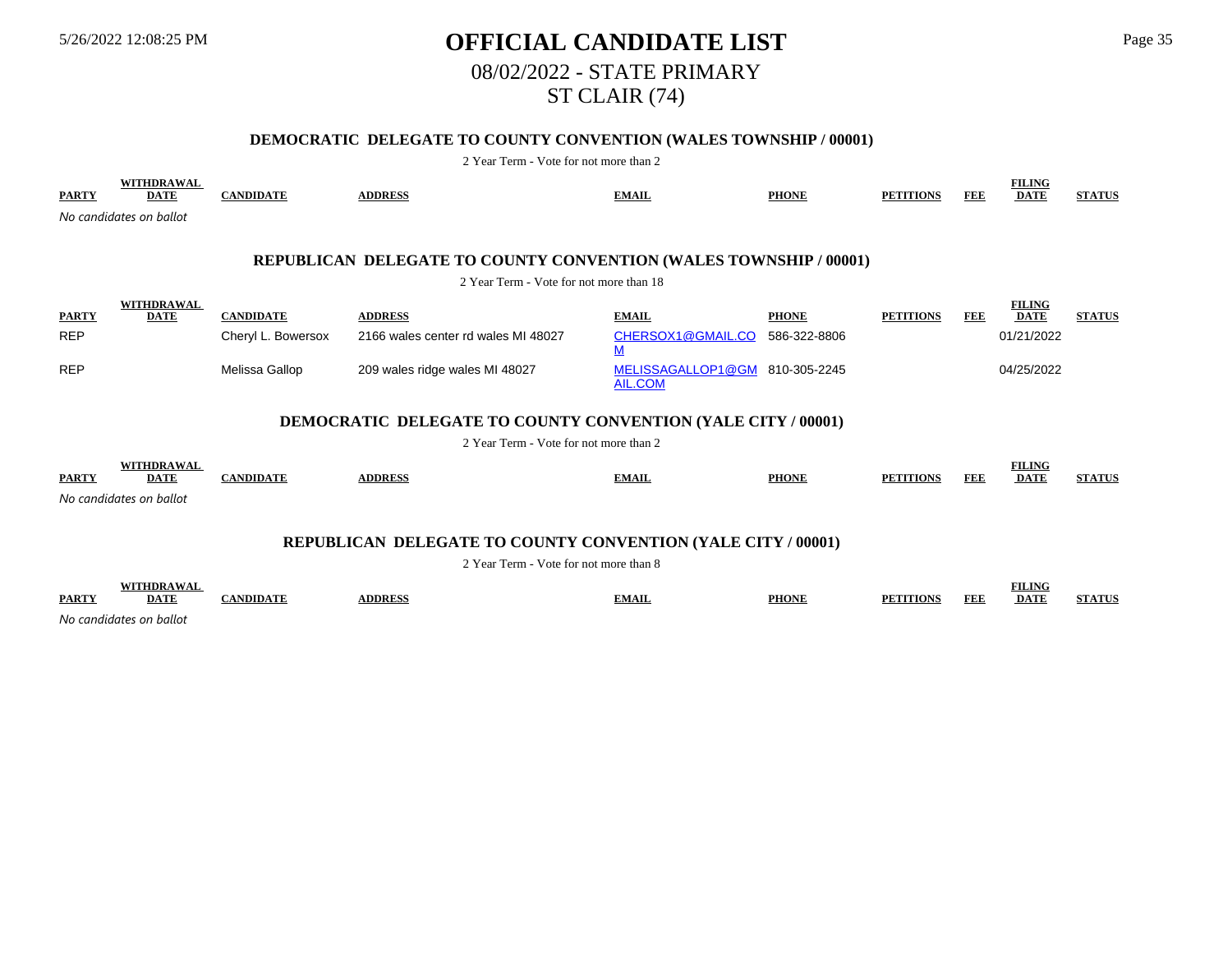# OFFICIAL CANDIDATE LIST

## 08/02/2022 - STATE PRIMARY

## ST CLAIR (74)

### DEMOCRATIC DELEGATE TO COUNTY CONVENTION (WALES TOWNSHIP / 00001)

2 Year Term - Vote for not more than 2

| PARTY | WITHDRAWAL DATE | CANDIDATE | ADDRESS | EMAIL | PHONE | PETITIONS | FEE | FILING DATE | STATUS |
|---|---|---|---|---|---|---|---|---|---|

*No candidates on ballot*

### REPUBLICAN DELEGATE TO COUNTY CONVENTION (WALES TOWNSHIP / 00001)

2 Year Term - Vote for not more than 18

| PARTY | WITHDRAWAL DATE | CANDIDATE | ADDRESS | EMAIL | PHONE | PETITIONS | FEE | FILING DATE | STATUS |
|---|---|---|---|---|---|---|---|---|---|
| REP | | Cheryl L. Bowersox | 2166 wales center rd wales MI 48027 | CHERSOX1@GMAIL.COM | 586-322-8806 | | | 01/21/2022 | |
| REP | | Melissa Gallop | 209 wales ridge wales MI 48027 | MELISSAGALLOP1@GMAIL.COM | 810-305-2245 | | | 04/25/2022 | |

### DEMOCRATIC DELEGATE TO COUNTY CONVENTION (YALE CITY / 00001)

2 Year Term - Vote for not more than 2

| PARTY | WITHDRAWAL DATE | CANDIDATE | ADDRESS | EMAIL | PHONE | PETITIONS | FEE | FILING DATE | STATUS |
|---|---|---|---|---|---|---|---|---|---|

*No candidates on ballot*

### REPUBLICAN DELEGATE TO COUNTY CONVENTION (YALE CITY / 00001)

2 Year Term - Vote for not more than 8

| PARTY | WITHDRAWAL DATE | CANDIDATE | ADDRESS | EMAIL | PHONE | PETITIONS | FEE | FILING DATE | STATUS |
|---|---|---|---|---|---|---|---|---|---|

*No candidates on ballot*